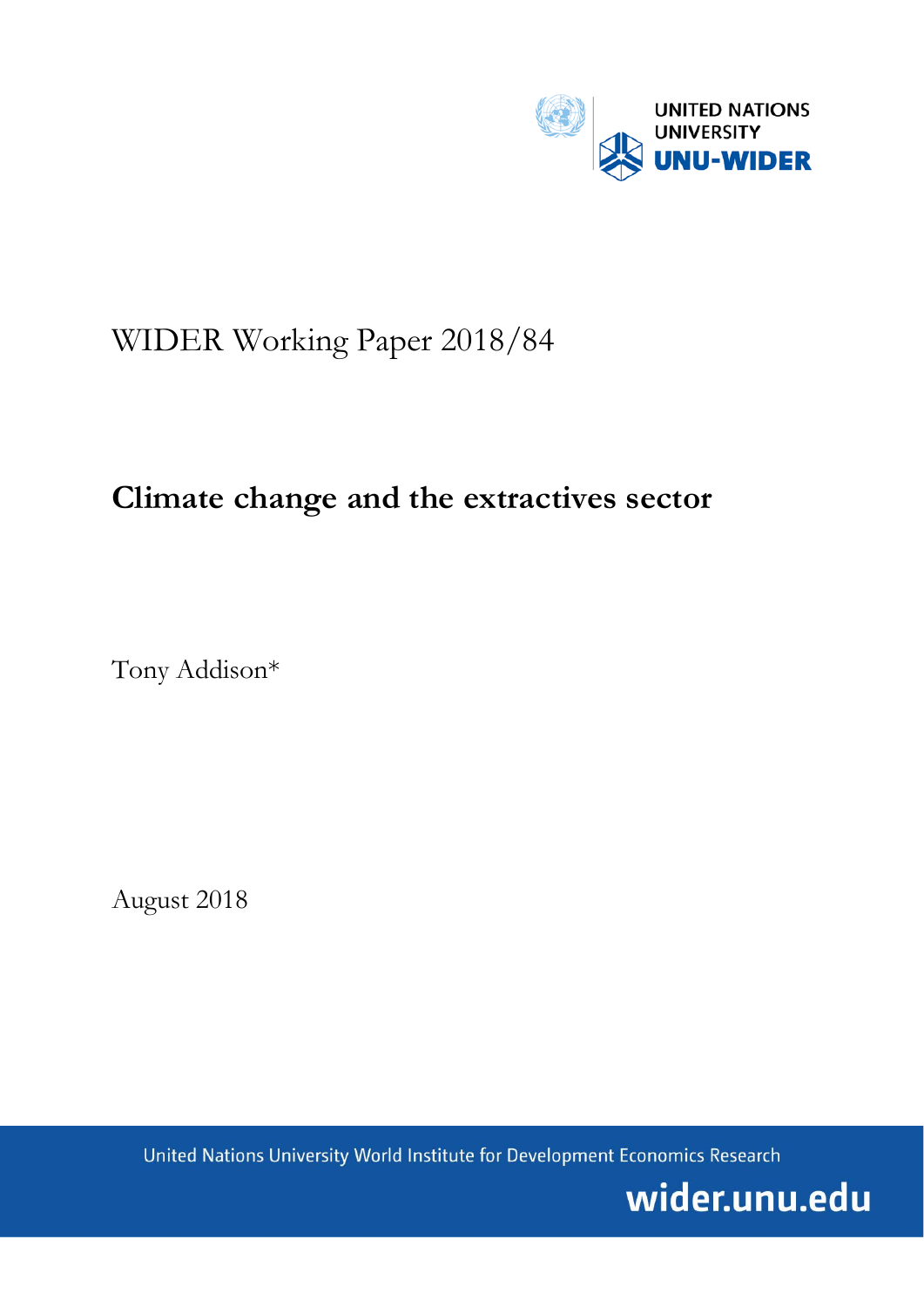UNITED NATIONS UNIVERSITY
UNU-WIDER

WIDER Working Paper 2018/84

# Climate change and the extractives sector

Tony Addison*

August 2018

United Nations University World Institute for Development Economics Research

wider.unu.edu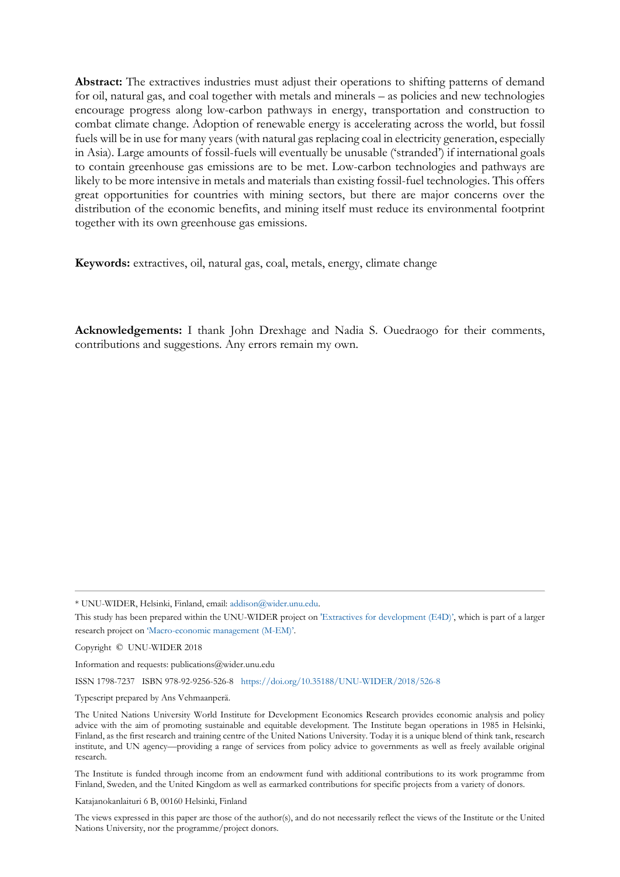**Abstract:** The extractives industries must adjust their operations to shifting patterns of demand for oil, natural gas, and coal together with metals and minerals – as policies and new technologies encourage progress along low-carbon pathways in energy, transportation and construction to combat climate change. Adoption of renewable energy is accelerating across the world, but fossil fuels will be in use for many years (with natural gas replacing coal in electricity generation, especially in Asia). Large amounts of fossil-fuels will eventually be unusable ('stranded') if international goals to contain greenhouse gas emissions are to be met. Low-carbon technologies and pathways are likely to be more intensive in metals and materials than existing fossil-fuel technologies. This offers great opportunities for countries with mining sectors, but there are major concerns over the distribution of the economic benefits, and mining itself must reduce its environmental footprint together with its own greenhouse gas emissions.

**Keywords:** extractives, oil, natural gas, coal, metals, energy, climate change

**Acknowledgements:** I thank John Drexhage and Nadia S. Ouedraogo for their comments, contributions and suggestions. Any errors remain my own.

---

\* UNU-WIDER, Helsinki, Finland, email: addison@wider.unu.edu.

This study has been prepared within the UNU-WIDER project on 'Extractives for development (E4D)', which is part of a larger research project on 'Macro-economic management (M-EM)'.

Copyright © UNU-WIDER 2018

Information and requests: publications@wider.unu.edu

ISSN 1798-7237 ISBN 978-92-9256-526-8 https://doi.org/10.35188/UNU-WIDER/2018/526-8

Typescript prepared by Ans Vehmaanperä.

The United Nations University World Institute for Development Economics Research provides economic analysis and policy advice with the aim of promoting sustainable and equitable development. The Institute began operations in 1985 in Helsinki, Finland, as the first research and training centre of the United Nations University. Today it is a unique blend of think tank, research institute, and UN agency—providing a range of services from policy advice to governments as well as freely available original research.

The Institute is funded through income from an endowment fund with additional contributions to its work programme from Finland, Sweden, and the United Kingdom as well as earmarked contributions for specific projects from a variety of donors.

Katajanokanlaituri 6 B, 00160 Helsinki, Finland

The views expressed in this paper are those of the author(s), and do not necessarily reflect the views of the Institute or the United Nations University, nor the programme/project donors.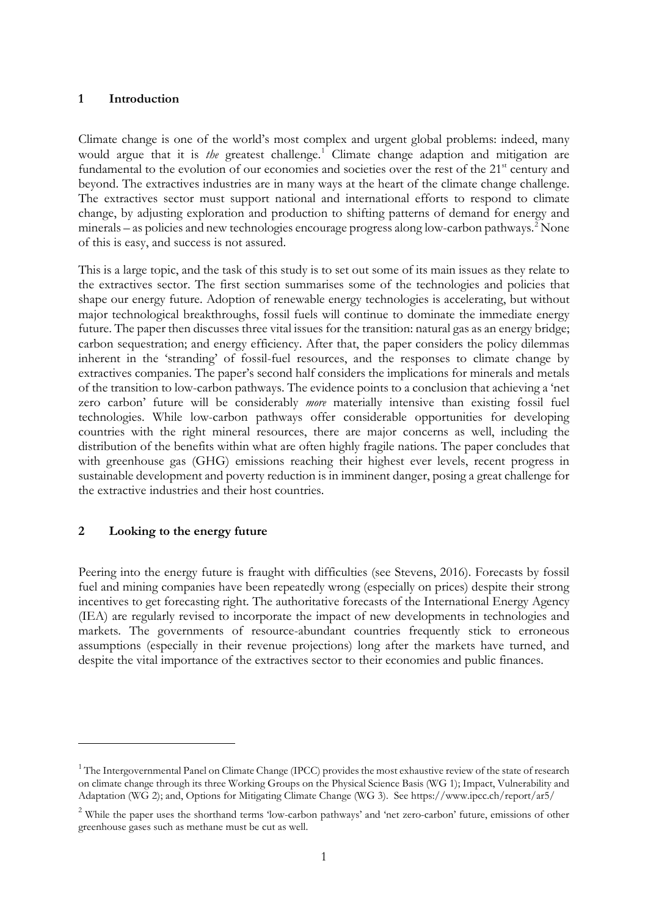## 1 Introduction

Climate change is one of the world's most complex and urgent global problems: indeed, many would argue that it is *the* greatest challenge.[1] Climate change adaption and mitigation are fundamental to the evolution of our economies and societies over the rest of the 21st century and beyond. The extractives industries are in many ways at the heart of the climate change challenge. The extractives sector must support national and international efforts to respond to climate change, by adjusting exploration and production to shifting patterns of demand for energy and minerals – as policies and new technologies encourage progress along low-carbon pathways.[2] None of this is easy, and success is not assured.

This is a large topic, and the task of this study is to set out some of its main issues as they relate to the extractives sector. The first section summarises some of the technologies and policies that shape our energy future. Adoption of renewable energy technologies is accelerating, but without major technological breakthroughs, fossil fuels will continue to dominate the immediate energy future. The paper then discusses three vital issues for the transition: natural gas as an energy bridge; carbon sequestration; and energy efficiency. After that, the paper considers the policy dilemmas inherent in the 'stranding' of fossil-fuel resources, and the responses to climate change by extractives companies. The paper's second half considers the implications for minerals and metals of the transition to low-carbon pathways. The evidence points to a conclusion that achieving a 'net zero carbon' future will be considerably *more* materially intensive than existing fossil fuel technologies. While low-carbon pathways offer considerable opportunities for developing countries with the right mineral resources, there are major concerns as well, including the distribution of the benefits within what are often highly fragile nations. The paper concludes that with greenhouse gas (GHG) emissions reaching their highest ever levels, recent progress in sustainable development and poverty reduction is in imminent danger, posing a great challenge for the extractive industries and their host countries.

## 2 Looking to the energy future

Peering into the energy future is fraught with difficulties (see Stevens, 2016). Forecasts by fossil fuel and mining companies have been repeatedly wrong (especially on prices) despite their strong incentives to get forecasting right. The authoritative forecasts of the International Energy Agency (IEA) are regularly revised to incorporate the impact of new developments in technologies and markets. The governments of resource-abundant countries frequently stick to erroneous assumptions (especially in their revenue projections) long after the markets have turned, and despite the vital importance of the extractives sector to their economies and public finances.

---

[1] The Intergovernmental Panel on Climate Change (IPCC) provides the most exhaustive review of the state of research on climate change through its three Working Groups on the Physical Science Basis (WG 1); Impact, Vulnerability and Adaptation (WG 2); and, Options for Mitigating Climate Change (WG 3). See https://www.ipcc.ch/report/ar5/

[2] While the paper uses the shorthand terms 'low-carbon pathways' and 'net zero-carbon' future, emissions of other greenhouse gases such as methane must be cut as well.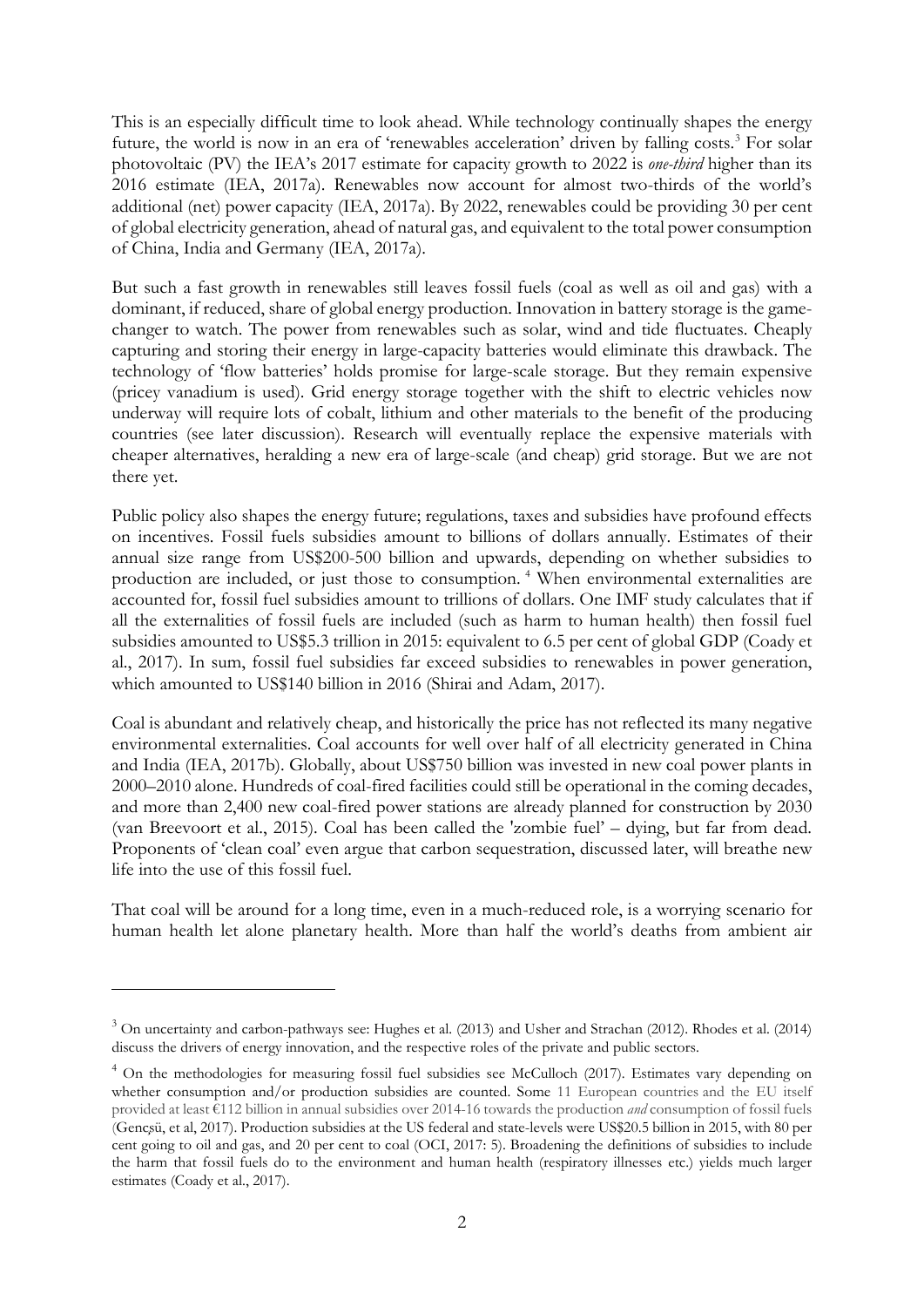This is an especially difficult time to look ahead. While technology continually shapes the energy future, the world is now in an era of 'renewables acceleration' driven by falling costs.[3] For solar photovoltaic (PV) the IEA's 2017 estimate for capacity growth to 2022 is *one-third* higher than its 2016 estimate (IEA, 2017a). Renewables now account for almost two-thirds of the world's additional (net) power capacity (IEA, 2017a). By 2022, renewables could be providing 30 per cent of global electricity generation, ahead of natural gas, and equivalent to the total power consumption of China, India and Germany (IEA, 2017a).

But such a fast growth in renewables still leaves fossil fuels (coal as well as oil and gas) with a dominant, if reduced, share of global energy production. Innovation in battery storage is the game-changer to watch. The power from renewables such as solar, wind and tide fluctuates. Cheaply capturing and storing their energy in large-capacity batteries would eliminate this drawback. The technology of 'flow batteries' holds promise for large-scale storage. But they remain expensive (pricey vanadium is used). Grid energy storage together with the shift to electric vehicles now underway will require lots of cobalt, lithium and other materials to the benefit of the producing countries (see later discussion). Research will eventually replace the expensive materials with cheaper alternatives, heralding a new era of large-scale (and cheap) grid storage. But we are not there yet.

Public policy also shapes the energy future; regulations, taxes and subsidies have profound effects on incentives. Fossil fuels subsidies amount to billions of dollars annually. Estimates of their annual size range from US$200-500 billion and upwards, depending on whether subsidies to production are included, or just those to consumption.[4] When environmental externalities are accounted for, fossil fuel subsidies amount to trillions of dollars. One IMF study calculates that if all the externalities of fossil fuels are included (such as harm to human health) then fossil fuel subsidies amounted to US$5.3 trillion in 2015: equivalent to 6.5 per cent of global GDP (Coady et al., 2017). In sum, fossil fuel subsidies far exceed subsidies to renewables in power generation, which amounted to US$140 billion in 2016 (Shirai and Adam, 2017).

Coal is abundant and relatively cheap, and historically the price has not reflected its many negative environmental externalities. Coal accounts for well over half of all electricity generated in China and India (IEA, 2017b). Globally, about US$750 billion was invested in new coal power plants in 2000–2010 alone. Hundreds of coal-fired facilities could still be operational in the coming decades, and more than 2,400 new coal-fired power stations are already planned for construction by 2030 (van Breevoort et al., 2015). Coal has been called the 'zombie fuel' – dying, but far from dead. Proponents of 'clean coal' even argue that carbon sequestration, discussed later, will breathe new life into the use of this fossil fuel.

That coal will be around for a long time, even in a much-reduced role, is a worrying scenario for human health let alone planetary health. More than half the world's deaths from ambient air

---

[3] On uncertainty and carbon-pathways see: Hughes et al. (2013) and Usher and Strachan (2012). Rhodes et al. (2014) discuss the drivers of energy innovation, and the respective roles of the private and public sectors.

[4] On the methodologies for measuring fossil fuel subsidies see McCulloch (2017). Estimates vary depending on whether consumption and/or production subsidies are counted. Some 11 European countries and the EU itself provided at least €112 billion in annual subsidies over 2014-16 towards the production *and* consumption of fossil fuels (Gençsü, et al, 2017). Production subsidies at the US federal and state-levels were US$20.5 billion in 2015, with 80 per cent going to oil and gas, and 20 per cent to coal (OCI, 2017: 5). Broadening the definitions of subsidies to include the harm that fossil fuels do to the environment and human health (respiratory illnesses etc.) yields much larger estimates (Coady et al., 2017).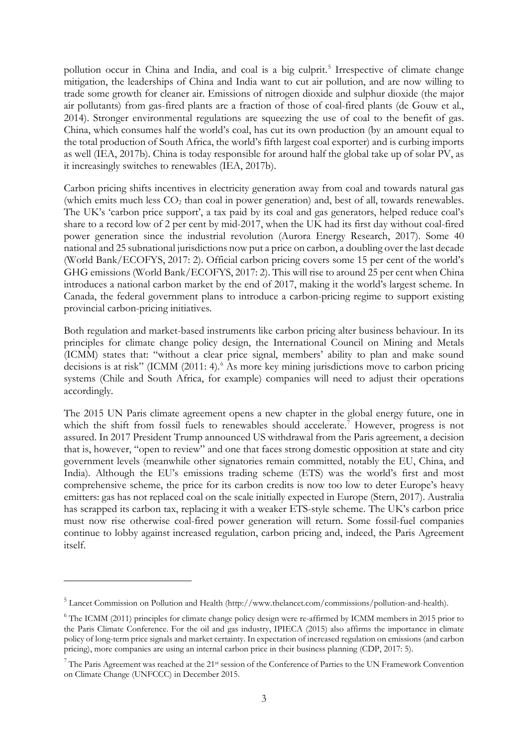pollution occur in China and India, and coal is a big culprit.[5] Irrespective of climate change mitigation, the leaderships of China and India want to cut air pollution, and are now willing to trade some growth for cleaner air. Emissions of nitrogen dioxide and sulphur dioxide (the major air pollutants) from gas-fired plants are a fraction of those of coal-fired plants (de Gouw et al., 2014). Stronger environmental regulations are squeezing the use of coal to the benefit of gas. China, which consumes half the world's coal, has cut its own production (by an amount equal to the total production of South Africa, the world's fifth largest coal exporter) and is curbing imports as well (IEA, 2017b). China is today responsible for around half the global take up of solar PV, as it increasingly switches to renewables (IEA, 2017b).

Carbon pricing shifts incentives in electricity generation away from coal and towards natural gas (which emits much less $CO_2$ than coal in power generation) and, best of all, towards renewables. The UK's 'carbon price support', a tax paid by its coal and gas generators, helped reduce coal's share to a record low of 2 per cent by mid-2017, when the UK had its first day without coal-fired power generation since the industrial revolution (Aurora Energy Research, 2017). Some 40 national and 25 subnational jurisdictions now put a price on carbon, a doubling over the last decade (World Bank/ECOFYS, 2017: 2). Official carbon pricing covers some 15 per cent of the world's GHG emissions (World Bank/ECOFYS, 2017: 2). This will rise to around 25 per cent when China introduces a national carbon market by the end of 2017, making it the world's largest scheme. In Canada, the federal government plans to introduce a carbon-pricing regime to support existing provincial carbon-pricing initiatives.

Both regulation and market-based instruments like carbon pricing alter business behaviour. In its principles for climate change policy design, the International Council on Mining and Metals (ICMM) states that: "without a clear price signal, members' ability to plan and make sound decisions is at risk" (ICMM (2011: 4).[6] As more key mining jurisdictions move to carbon pricing systems (Chile and South Africa, for example) companies will need to adjust their operations accordingly.

The 2015 UN Paris climate agreement opens a new chapter in the global energy future, one in which the shift from fossil fuels to renewables should accelerate.[7] However, progress is not assured. In 2017 President Trump announced US withdrawal from the Paris agreement, a decision that is, however, "open to review" and one that faces strong domestic opposition at state and city government levels (meanwhile other signatories remain committed, notably the EU, China, and India). Although the EU's emissions trading scheme (ETS) was the world's first and most comprehensive scheme, the price for its carbon credits is now too low to deter Europe's heavy emitters: gas has not replaced coal on the scale initially expected in Europe (Stern, 2017). Australia has scrapped its carbon tax, replacing it with a weaker ETS-style scheme. The UK's carbon price must now rise otherwise coal-fired power generation will return. Some fossil-fuel companies continue to lobby against increased regulation, carbon pricing and, indeed, the Paris Agreement itself.

---

[5] Lancet Commission on Pollution and Health (http://www.thelancet.com/commissions/pollution-and-health).

[6] The ICMM (2011) principles for climate change policy design were re-affirmed by ICMM members in 2015 prior to the Paris Climate Conference. For the oil and gas industry, IPIECA (2015) also affirms the importance in climate policy of long-term price signals and market certainty. In expectation of increased regulation on emissions (and carbon pricing), more companies are using an internal carbon price in their business planning (CDP, 2017: 5).

[7] The Paris Agreement was reached at the 21st session of the Conference of Parties to the UN Framework Convention on Climate Change (UNFCCC) in December 2015.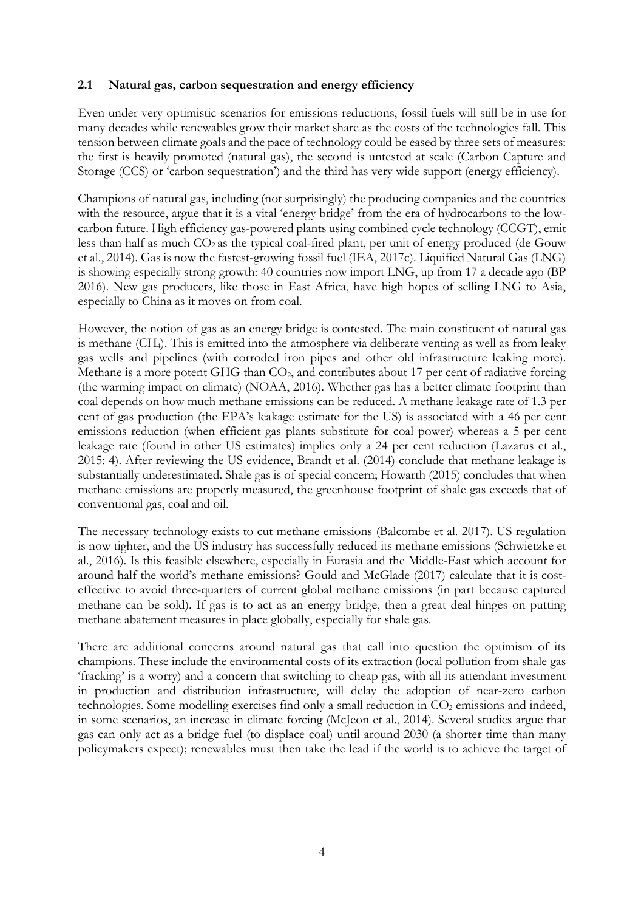### 2.1 Natural gas, carbon sequestration and energy efficiency

Even under very optimistic scenarios for emissions reductions, fossil fuels will still be in use for many decades while renewables grow their market share as the costs of the technologies fall. This tension between climate goals and the pace of technology could be eased by three sets of measures: the first is heavily promoted (natural gas), the second is untested at scale (Carbon Capture and Storage (CCS) or 'carbon sequestration') and the third has very wide support (energy efficiency).

Champions of natural gas, including (not surprisingly) the producing companies and the countries with the resource, argue that it is a vital 'energy bridge' from the era of hydrocarbons to the low-carbon future. High efficiency gas-powered plants using combined cycle technology (CCGT), emit less than half as much $CO_2$ as the typical coal-fired plant, per unit of energy produced (de Gouw et al., 2014). Gas is now the fastest-growing fossil fuel (IEA, 2017c). Liquified Natural Gas (LNG) is showing especially strong growth: 40 countries now import LNG, up from 17 a decade ago (BP 2016). New gas producers, like those in East Africa, have high hopes of selling LNG to Asia, especially to China as it moves on from coal.

However, the notion of gas as an energy bridge is contested. The main constituent of natural gas is methane ($CH_4$). This is emitted into the atmosphere via deliberate venting as well as from leaky gas wells and pipelines (with corroded iron pipes and other old infrastructure leaking more). Methane is a more potent GHG than $CO_2$, and contributes about 17 per cent of radiative forcing (the warming impact on climate) (NOAA, 2016). Whether gas has a better climate footprint than coal depends on how much methane emissions can be reduced. A methane leakage rate of 1.3 per cent of gas production (the EPA's leakage estimate for the US) is associated with a 46 per cent emissions reduction (when efficient gas plants substitute for coal power) whereas a 5 per cent leakage rate (found in other US estimates) implies only a 24 per cent reduction (Lazarus et al., 2015: 4). After reviewing the US evidence, Brandt et al. (2014) conclude that methane leakage is substantially underestimated. Shale gas is of special concern; Howarth (2015) concludes that when methane emissions are properly measured, the greenhouse footprint of shale gas exceeds that of conventional gas, coal and oil.

The necessary technology exists to cut methane emissions (Balcombe et al. 2017). US regulation is now tighter, and the US industry has successfully reduced its methane emissions (Schwietzke et al., 2016). Is this feasible elsewhere, especially in Eurasia and the Middle-East which account for around half the world's methane emissions? Gould and McGlade (2017) calculate that it is cost-effective to avoid three-quarters of current global methane emissions (in part because captured methane can be sold). If gas is to act as an energy bridge, then a great deal hinges on putting methane abatement measures in place globally, especially for shale gas.

There are additional concerns around natural gas that call into question the optimism of its champions. These include the environmental costs of its extraction (local pollution from shale gas 'fracking' is a worry) and a concern that switching to cheap gas, with all its attendant investment in production and distribution infrastructure, will delay the adoption of near-zero carbon technologies. Some modelling exercises find only a small reduction in $CO_2$ emissions and indeed, in some scenarios, an increase in climate forcing (McJeon et al., 2014). Several studies argue that gas can only act as a bridge fuel (to displace coal) until around 2030 (a shorter time than many policymakers expect); renewables must then take the lead if the world is to achieve the target of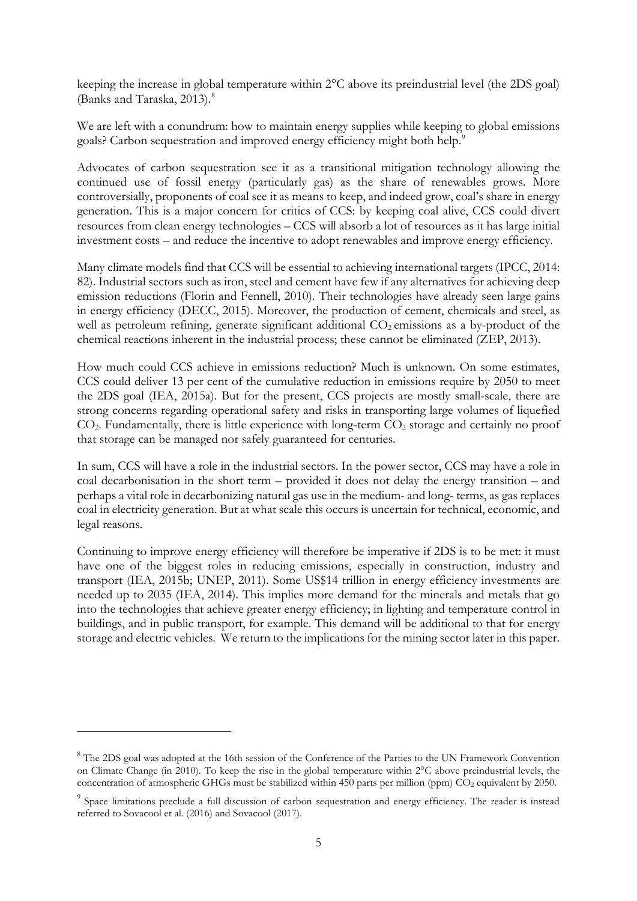keeping the increase in global temperature within 2°C above its preindustrial level (the 2DS goal) (Banks and Taraska, 2013).[8]

We are left with a conundrum: how to maintain energy supplies while keeping to global emissions goals? Carbon sequestration and improved energy efficiency might both help.[9]

Advocates of carbon sequestration see it as a transitional mitigation technology allowing the continued use of fossil energy (particularly gas) as the share of renewables grows. More controversially, proponents of coal see it as means to keep, and indeed grow, coal's share in energy generation. This is a major concern for critics of CCS: by keeping coal alive, CCS could divert resources from clean energy technologies – CCS will absorb a lot of resources as it has large initial investment costs – and reduce the incentive to adopt renewables and improve energy efficiency.

Many climate models find that CCS will be essential to achieving international targets (IPCC, 2014: 82). Industrial sectors such as iron, steel and cement have few if any alternatives for achieving deep emission reductions (Florin and Fennell, 2010). Their technologies have already seen large gains in energy efficiency (DECC, 2015). Moreover, the production of cement, chemicals and steel, as well as petroleum refining, generate significant additional $CO_2$ emissions as a by-product of the chemical reactions inherent in the industrial process; these cannot be eliminated (ZEP, 2013).

How much could CCS achieve in emissions reduction? Much is unknown. On some estimates, CCS could deliver 13 per cent of the cumulative reduction in emissions require by 2050 to meet the 2DS goal (IEA, 2015a). But for the present, CCS projects are mostly small-scale, there are strong concerns regarding operational safety and risks in transporting large volumes of liquefied $CO_2$. Fundamentally, there is little experience with long-term $CO_2$ storage and certainly no proof that storage can be managed nor safely guaranteed for centuries.

In sum, CCS will have a role in the industrial sectors. In the power sector, CCS may have a role in coal decarbonisation in the short term – provided it does not delay the energy transition – and perhaps a vital role in decarbonizing natural gas use in the medium- and long- terms, as gas replaces coal in electricity generation. But at what scale this occurs is uncertain for technical, economic, and legal reasons.

Continuing to improve energy efficiency will therefore be imperative if 2DS is to be met: it must have one of the biggest roles in reducing emissions, especially in construction, industry and transport (IEA, 2015b; UNEP, 2011). Some US$14 trillion in energy efficiency investments are needed up to 2035 (IEA, 2014). This implies more demand for the minerals and metals that go into the technologies that achieve greater energy efficiency; in lighting and temperature control in buildings, and in public transport, for example. This demand will be additional to that for energy storage and electric vehicles. We return to the implications for the mining sector later in this paper.

---

[8] The 2DS goal was adopted at the 16th session of the Conference of the Parties to the UN Framework Convention on Climate Change (in 2010). To keep the rise in the global temperature within 2°C above preindustrial levels, the concentration of atmospheric GHGs must be stabilized within 450 parts per million (ppm) $CO_2$ equivalent by 2050.

[9] Space limitations preclude a full discussion of carbon sequestration and energy efficiency. The reader is instead referred to Sovacool et al. (2016) and Sovacool (2017).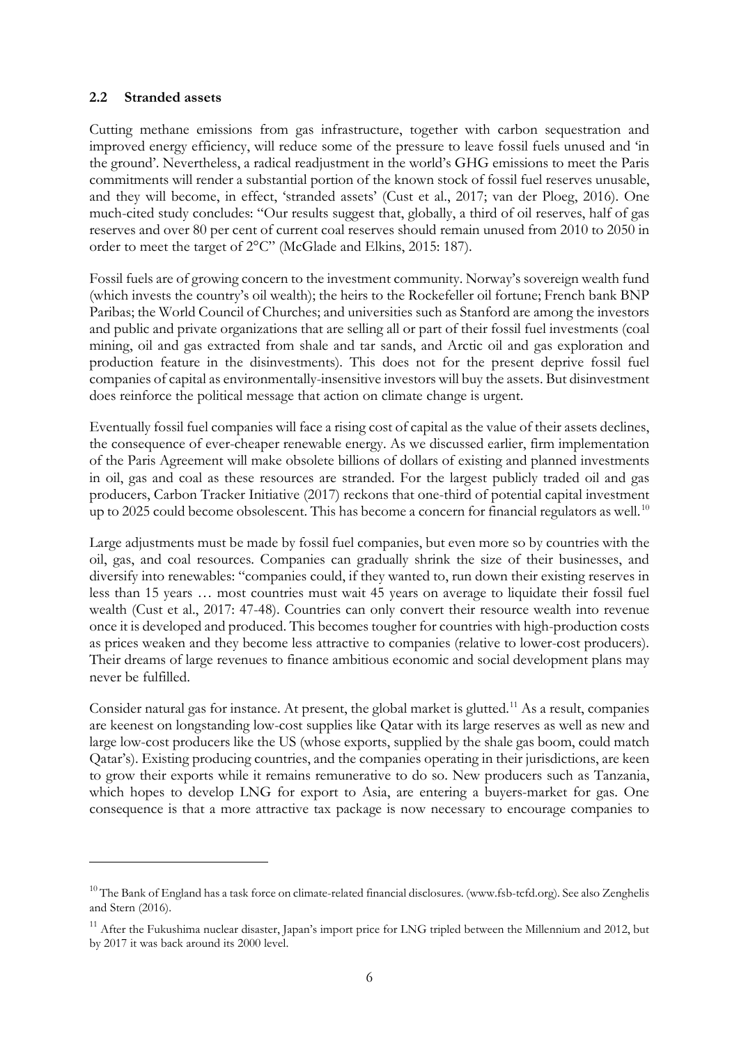### 2.2 Stranded assets

Cutting methane emissions from gas infrastructure, together with carbon sequestration and improved energy efficiency, will reduce some of the pressure to leave fossil fuels unused and 'in the ground'. Nevertheless, a radical readjustment in the world's GHG emissions to meet the Paris commitments will render a substantial portion of the known stock of fossil fuel reserves unusable, and they will become, in effect, 'stranded assets' (Cust et al., 2017; van der Ploeg, 2016). One much-cited study concludes: "Our results suggest that, globally, a third of oil reserves, half of gas reserves and over 80 per cent of current coal reserves should remain unused from 2010 to 2050 in order to meet the target of 2°C" (McGlade and Elkins, 2015: 187).

Fossil fuels are of growing concern to the investment community. Norway's sovereign wealth fund (which invests the country's oil wealth); the heirs to the Rockefeller oil fortune; French bank BNP Paribas; the World Council of Churches; and universities such as Stanford are among the investors and public and private organizations that are selling all or part of their fossil fuel investments (coal mining, oil and gas extracted from shale and tar sands, and Arctic oil and gas exploration and production feature in the disinvestments). This does not for the present deprive fossil fuel companies of capital as environmentally-insensitive investors will buy the assets. But disinvestment does reinforce the political message that action on climate change is urgent.

Eventually fossil fuel companies will face a rising cost of capital as the value of their assets declines, the consequence of ever-cheaper renewable energy. As we discussed earlier, firm implementation of the Paris Agreement will make obsolete billions of dollars of existing and planned investments in oil, gas and coal as these resources are stranded. For the largest publicly traded oil and gas producers, Carbon Tracker Initiative (2017) reckons that one-third of potential capital investment up to 2025 could become obsolescent. This has become a concern for financial regulators as well.[10]

Large adjustments must be made by fossil fuel companies, but even more so by countries with the oil, gas, and coal resources. Companies can gradually shrink the size of their businesses, and diversify into renewables: "companies could, if they wanted to, run down their existing reserves in less than 15 years … most countries must wait 45 years on average to liquidate their fossil fuel wealth (Cust et al., 2017: 47-48). Countries can only convert their resource wealth into revenue once it is developed and produced. This becomes tougher for countries with high-production costs as prices weaken and they become less attractive to companies (relative to lower-cost producers). Their dreams of large revenues to finance ambitious economic and social development plans may never be fulfilled.

Consider natural gas for instance. At present, the global market is glutted.[11] As a result, companies are keenest on longstanding low-cost supplies like Qatar with its large reserves as well as new and large low-cost producers like the US (whose exports, supplied by the shale gas boom, could match Qatar's). Existing producing countries, and the companies operating in their jurisdictions, are keen to grow their exports while it remains remunerative to do so. New producers such as Tanzania, which hopes to develop LNG for export to Asia, are entering a buyers-market for gas. One consequence is that a more attractive tax package is now necessary to encourage companies to

---

[10] The Bank of England has a task force on climate-related financial disclosures. (www.fsb-tcfd.org). See also Zenghelis and Stern (2016).

[11] After the Fukushima nuclear disaster, Japan's import price for LNG tripled between the Millennium and 2012, but by 2017 it was back around its 2000 level.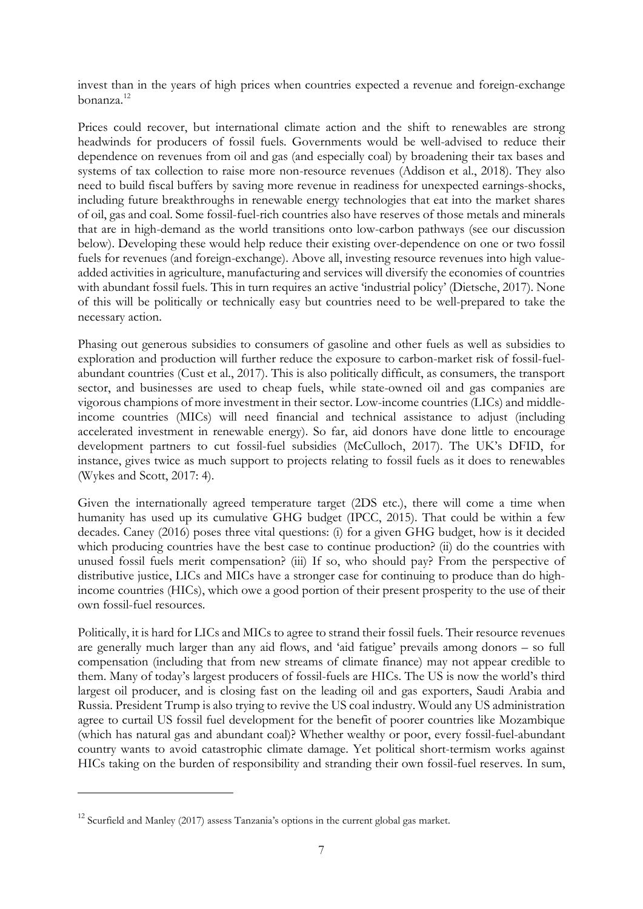invest than in the years of high prices when countries expected a revenue and foreign-exchange bonanza.[12]

Prices could recover, but international climate action and the shift to renewables are strong headwinds for producers of fossil fuels. Governments would be well-advised to reduce their dependence on revenues from oil and gas (and especially coal) by broadening their tax bases and systems of tax collection to raise more non-resource revenues (Addison et al., 2018). They also need to build fiscal buffers by saving more revenue in readiness for unexpected earnings-shocks, including future breakthroughs in renewable energy technologies that eat into the market shares of oil, gas and coal. Some fossil-fuel-rich countries also have reserves of those metals and minerals that are in high-demand as the world transitions onto low-carbon pathways (see our discussion below). Developing these would help reduce their existing over-dependence on one or two fossil fuels for revenues (and foreign-exchange). Above all, investing resource revenues into high value-added activities in agriculture, manufacturing and services will diversify the economies of countries with abundant fossil fuels. This in turn requires an active 'industrial policy' (Dietsche, 2017). None of this will be politically or technically easy but countries need to be well-prepared to take the necessary action.

Phasing out generous subsidies to consumers of gasoline and other fuels as well as subsidies to exploration and production will further reduce the exposure to carbon-market risk of fossil-fuel-abundant countries (Cust et al., 2017). This is also politically difficult, as consumers, the transport sector, and businesses are used to cheap fuels, while state-owned oil and gas companies are vigorous champions of more investment in their sector. Low-income countries (LICs) and middle-income countries (MICs) will need financial and technical assistance to adjust (including accelerated investment in renewable energy). So far, aid donors have done little to encourage development partners to cut fossil-fuel subsidies (McCulloch, 2017). The UK's DFID, for instance, gives twice as much support to projects relating to fossil fuels as it does to renewables (Wykes and Scott, 2017: 4).

Given the internationally agreed temperature target (2DS etc.), there will come a time when humanity has used up its cumulative GHG budget (IPCC, 2015). That could be within a few decades. Caney (2016) poses three vital questions: (i) for a given GHG budget, how is it decided which producing countries have the best case to continue production? (ii) do the countries with unused fossil fuels merit compensation? (iii) If so, who should pay? From the perspective of distributive justice, LICs and MICs have a stronger case for continuing to produce than do high-income countries (HICs), which owe a good portion of their present prosperity to the use of their own fossil-fuel resources.

Politically, it is hard for LICs and MICs to agree to strand their fossil fuels. Their resource revenues are generally much larger than any aid flows, and 'aid fatigue' prevails among donors – so full compensation (including that from new streams of climate finance) may not appear credible to them. Many of today's largest producers of fossil-fuels are HICs. The US is now the world's third largest oil producer, and is closing fast on the leading oil and gas exporters, Saudi Arabia and Russia. President Trump is also trying to revive the US coal industry. Would any US administration agree to curtail US fossil fuel development for the benefit of poorer countries like Mozambique (which has natural gas and abundant coal)? Whether wealthy or poor, every fossil-fuel-abundant country wants to avoid catastrophic climate damage. Yet political short-termism works against HICs taking on the burden of responsibility and stranding their own fossil-fuel reserves. In sum,

[12] Scurfield and Manley (2017) assess Tanzania's options in the current global gas market.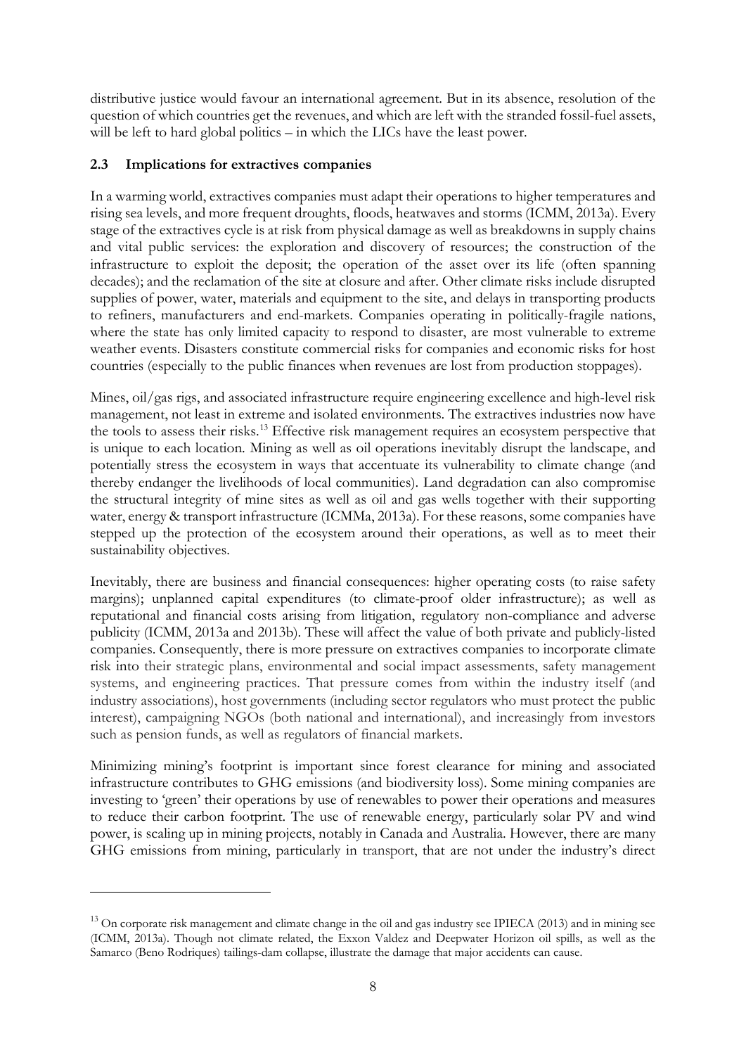distributive justice would favour an international agreement. But in its absence, resolution of the question of which countries get the revenues, and which are left with the stranded fossil-fuel assets, will be left to hard global politics – in which the LICs have the least power.

### 2.3 Implications for extractives companies

In a warming world, extractives companies must adapt their operations to higher temperatures and rising sea levels, and more frequent droughts, floods, heatwaves and storms (ICMM, 2013a). Every stage of the extractives cycle is at risk from physical damage as well as breakdowns in supply chains and vital public services: the exploration and discovery of resources; the construction of the infrastructure to exploit the deposit; the operation of the asset over its life (often spanning decades); and the reclamation of the site at closure and after. Other climate risks include disrupted supplies of power, water, materials and equipment to the site, and delays in transporting products to refiners, manufacturers and end-markets. Companies operating in politically-fragile nations, where the state has only limited capacity to respond to disaster, are most vulnerable to extreme weather events. Disasters constitute commercial risks for companies and economic risks for host countries (especially to the public finances when revenues are lost from production stoppages).

Mines, oil/gas rigs, and associated infrastructure require engineering excellence and high-level risk management, not least in extreme and isolated environments. The extractives industries now have the tools to assess their risks.[13] Effective risk management requires an ecosystem perspective that is unique to each location. Mining as well as oil operations inevitably disrupt the landscape, and potentially stress the ecosystem in ways that accentuate its vulnerability to climate change (and thereby endanger the livelihoods of local communities). Land degradation can also compromise the structural integrity of mine sites as well as oil and gas wells together with their supporting water, energy & transport infrastructure (ICMMa, 2013a). For these reasons, some companies have stepped up the protection of the ecosystem around their operations, as well as to meet their sustainability objectives.

Inevitably, there are business and financial consequences: higher operating costs (to raise safety margins); unplanned capital expenditures (to climate-proof older infrastructure); as well as reputational and financial costs arising from litigation, regulatory non-compliance and adverse publicity (ICMM, 2013a and 2013b). These will affect the value of both private and publicly-listed companies. Consequently, there is more pressure on extractives companies to incorporate climate risk into their strategic plans, environmental and social impact assessments, safety management systems, and engineering practices. That pressure comes from within the industry itself (and industry associations), host governments (including sector regulators who must protect the public interest), campaigning NGOs (both national and international), and increasingly from investors such as pension funds, as well as regulators of financial markets.

Minimizing mining's footprint is important since forest clearance for mining and associated infrastructure contributes to GHG emissions (and biodiversity loss). Some mining companies are investing to 'green' their operations by use of renewables to power their operations and measures to reduce their carbon footprint. The use of renewable energy, particularly solar PV and wind power, is scaling up in mining projects, notably in Canada and Australia. However, there are many GHG emissions from mining, particularly in transport, that are not under the industry's direct

---

[13] On corporate risk management and climate change in the oil and gas industry see IPIECA (2013) and in mining see (ICMM, 2013a). Though not climate related, the Exxon Valdez and Deepwater Horizon oil spills, as well as the Samarco (Beno Rodriques) tailings-dam collapse, illustrate the damage that major accidents can cause.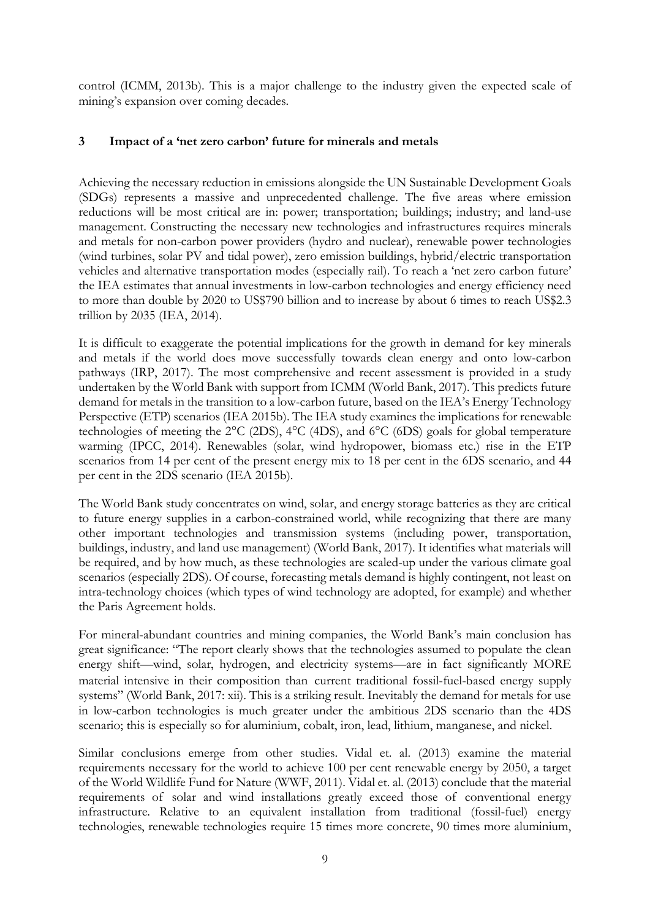control (ICMM, 2013b). This is a major challenge to the industry given the expected scale of mining's expansion over coming decades.

## 3 Impact of a 'net zero carbon' future for minerals and metals

Achieving the necessary reduction in emissions alongside the UN Sustainable Development Goals (SDGs) represents a massive and unprecedented challenge. The five areas where emission reductions will be most critical are in: power; transportation; buildings; industry; and land-use management. Constructing the necessary new technologies and infrastructures requires minerals and metals for non-carbon power providers (hydro and nuclear), renewable power technologies (wind turbines, solar PV and tidal power), zero emission buildings, hybrid/electric transportation vehicles and alternative transportation modes (especially rail). To reach a 'net zero carbon future' the IEA estimates that annual investments in low-carbon technologies and energy efficiency need to more than double by 2020 to US$790 billion and to increase by about 6 times to reach US$2.3 trillion by 2035 (IEA, 2014).

It is difficult to exaggerate the potential implications for the growth in demand for key minerals and metals if the world does move successfully towards clean energy and onto low-carbon pathways (IRP, 2017). The most comprehensive and recent assessment is provided in a study undertaken by the World Bank with support from ICMM (World Bank, 2017). This predicts future demand for metals in the transition to a low-carbon future, based on the IEA's Energy Technology Perspective (ETP) scenarios (IEA 2015b). The IEA study examines the implications for renewable technologies of meeting the 2°C (2DS), 4°C (4DS), and 6°C (6DS) goals for global temperature warming (IPCC, 2014). Renewables (solar, wind hydropower, biomass etc.) rise in the ETP scenarios from 14 per cent of the present energy mix to 18 per cent in the 6DS scenario, and 44 per cent in the 2DS scenario (IEA 2015b).

The World Bank study concentrates on wind, solar, and energy storage batteries as they are critical to future energy supplies in a carbon-constrained world, while recognizing that there are many other important technologies and transmission systems (including power, transportation, buildings, industry, and land use management) (World Bank, 2017). It identifies what materials will be required, and by how much, as these technologies are scaled-up under the various climate goal scenarios (especially 2DS). Of course, forecasting metals demand is highly contingent, not least on intra-technology choices (which types of wind technology are adopted, for example) and whether the Paris Agreement holds.

For mineral-abundant countries and mining companies, the World Bank's main conclusion has great significance: "The report clearly shows that the technologies assumed to populate the clean energy shift—wind, solar, hydrogen, and electricity systems—are in fact significantly MORE material intensive in their composition than current traditional fossil-fuel-based energy supply systems" (World Bank, 2017: xii). This is a striking result. Inevitably the demand for metals for use in low-carbon technologies is much greater under the ambitious 2DS scenario than the 4DS scenario; this is especially so for aluminium, cobalt, iron, lead, lithium, manganese, and nickel.

Similar conclusions emerge from other studies. Vidal et. al. (2013) examine the material requirements necessary for the world to achieve 100 per cent renewable energy by 2050, a target of the World Wildlife Fund for Nature (WWF, 2011). Vidal et. al. (2013) conclude that the material requirements of solar and wind installations greatly exceed those of conventional energy infrastructure. Relative to an equivalent installation from traditional (fossil-fuel) energy technologies, renewable technologies require 15 times more concrete, 90 times more aluminium,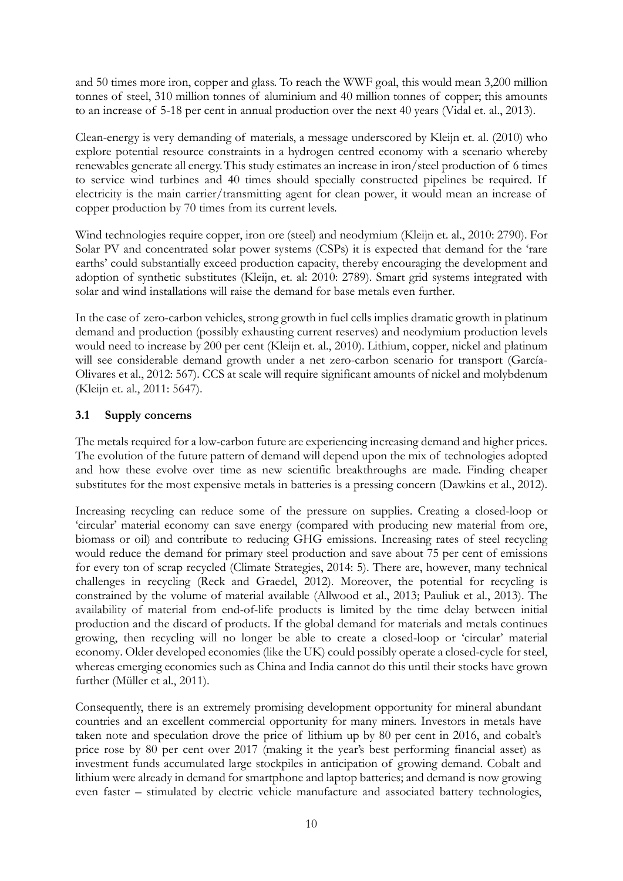and 50 times more iron, copper and glass. To reach the WWF goal, this would mean 3,200 million tonnes of steel, 310 million tonnes of aluminium and 40 million tonnes of copper; this amounts to an increase of 5-18 per cent in annual production over the next 40 years (Vidal et. al., 2013).

Clean-energy is very demanding of materials, a message underscored by Kleijn et. al. (2010) who explore potential resource constraints in a hydrogen centred economy with a scenario whereby renewables generate all energy. This study estimates an increase in iron/steel production of 6 times to service wind turbines and 40 times should specially constructed pipelines be required. If electricity is the main carrier/transmitting agent for clean power, it would mean an increase of copper production by 70 times from its current levels.

Wind technologies require copper, iron ore (steel) and neodymium (Kleijn et. al., 2010: 2790). For Solar PV and concentrated solar power systems (CSPs) it is expected that demand for the 'rare earths' could substantially exceed production capacity, thereby encouraging the development and adoption of synthetic substitutes (Kleijn, et. al: 2010: 2789). Smart grid systems integrated with solar and wind installations will raise the demand for base metals even further.

In the case of zero-carbon vehicles, strong growth in fuel cells implies dramatic growth in platinum demand and production (possibly exhausting current reserves) and neodymium production levels would need to increase by 200 per cent (Kleijn et. al., 2010). Lithium, copper, nickel and platinum will see considerable demand growth under a net zero-carbon scenario for transport (García-Olivares et al., 2012: 567). CCS at scale will require significant amounts of nickel and molybdenum (Kleijn et. al., 2011: 5647).

### 3.1 Supply concerns

The metals required for a low-carbon future are experiencing increasing demand and higher prices. The evolution of the future pattern of demand will depend upon the mix of technologies adopted and how these evolve over time as new scientific breakthroughs are made. Finding cheaper substitutes for the most expensive metals in batteries is a pressing concern (Dawkins et al., 2012).

Increasing recycling can reduce some of the pressure on supplies. Creating a closed-loop or 'circular' material economy can save energy (compared with producing new material from ore, biomass or oil) and contribute to reducing GHG emissions. Increasing rates of steel recycling would reduce the demand for primary steel production and save about 75 per cent of emissions for every ton of scrap recycled (Climate Strategies, 2014: 5). There are, however, many technical challenges in recycling (Reck and Graedel, 2012). Moreover, the potential for recycling is constrained by the volume of material available (Allwood et al., 2013; Pauliuk et al., 2013). The availability of material from end-of-life products is limited by the time delay between initial production and the discard of products. If the global demand for materials and metals continues growing, then recycling will no longer be able to create a closed-loop or 'circular' material economy. Older developed economies (like the UK) could possibly operate a closed-cycle for steel, whereas emerging economies such as China and India cannot do this until their stocks have grown further (Müller et al., 2011).

Consequently, there is an extremely promising development opportunity for mineral abundant countries and an excellent commercial opportunity for many miners. Investors in metals have taken note and speculation drove the price of lithium up by 80 per cent in 2016, and cobalt's price rose by 80 per cent over 2017 (making it the year's best performing financial asset) as investment funds accumulated large stockpiles in anticipation of growing demand. Cobalt and lithium were already in demand for smartphone and laptop batteries; and demand is now growing even faster – stimulated by electric vehicle manufacture and associated battery technologies,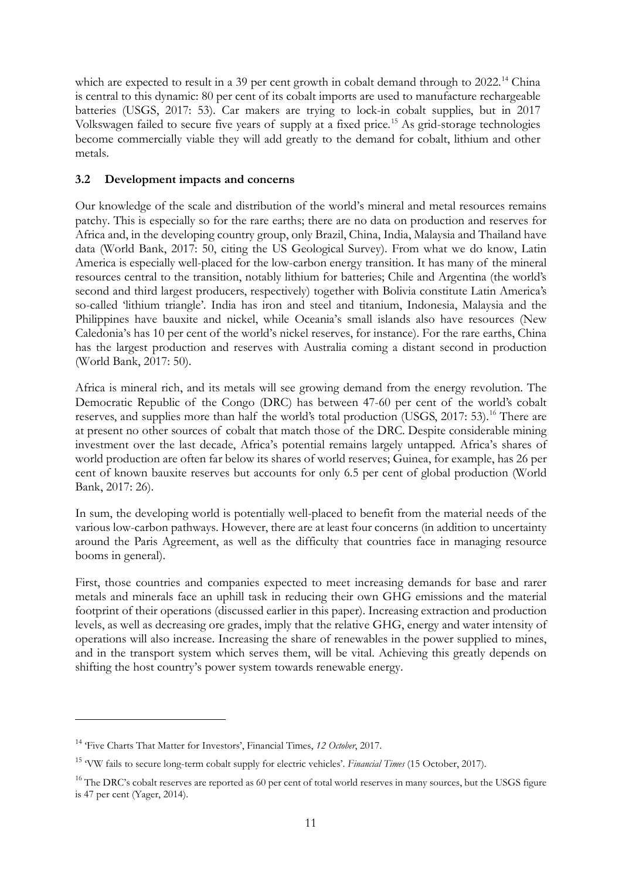which are expected to result in a 39 per cent growth in cobalt demand through to 2022.[14] China is central to this dynamic: 80 per cent of its cobalt imports are used to manufacture rechargeable batteries (USGS, 2017: 53). Car makers are trying to lock-in cobalt supplies, but in 2017 Volkswagen failed to secure five years of supply at a fixed price.[15] As grid-storage technologies become commercially viable they will add greatly to the demand for cobalt, lithium and other metals.

### 3.2 Development impacts and concerns

Our knowledge of the scale and distribution of the world's mineral and metal resources remains patchy. This is especially so for the rare earths; there are no data on production and reserves for Africa and, in the developing country group, only Brazil, China, India, Malaysia and Thailand have data (World Bank, 2017: 50, citing the US Geological Survey). From what we do know, Latin America is especially well-placed for the low-carbon energy transition. It has many of the mineral resources central to the transition, notably lithium for batteries; Chile and Argentina (the world's second and third largest producers, respectively) together with Bolivia constitute Latin America's so-called 'lithium triangle'. India has iron and steel and titanium, Indonesia, Malaysia and the Philippines have bauxite and nickel, while Oceania's small islands also have resources (New Caledonia's has 10 per cent of the world's nickel reserves, for instance). For the rare earths, China has the largest production and reserves with Australia coming a distant second in production (World Bank, 2017: 50).

Africa is mineral rich, and its metals will see growing demand from the energy revolution. The Democratic Republic of the Congo (DRC) has between 47-60 per cent of the world's cobalt reserves, and supplies more than half the world's total production (USGS, 2017: 53).[16] There are at present no other sources of cobalt that match those of the DRC. Despite considerable mining investment over the last decade, Africa's potential remains largely untapped. Africa's shares of world production are often far below its shares of world reserves; Guinea, for example, has 26 per cent of known bauxite reserves but accounts for only 6.5 per cent of global production (World Bank, 2017: 26).

In sum, the developing world is potentially well-placed to benefit from the material needs of the various low-carbon pathways. However, there are at least four concerns (in addition to uncertainty around the Paris Agreement, as well as the difficulty that countries face in managing resource booms in general).

First, those countries and companies expected to meet increasing demands for base and rarer metals and minerals face an uphill task in reducing their own GHG emissions and the material footprint of their operations (discussed earlier in this paper). Increasing extraction and production levels, as well as decreasing ore grades, imply that the relative GHG, energy and water intensity of operations will also increase. Increasing the share of renewables in the power supplied to mines, and in the transport system which serves them, will be vital. Achieving this greatly depends on shifting the host country's power system towards renewable energy.

---

[14] 'Five Charts That Matter for Investors', Financial Times, *12 October*, 2017.

[15] 'VW fails to secure long-term cobalt supply for electric vehicles'. *Financial Times* (15 October, 2017).

[16] The DRC's cobalt reserves are reported as 60 per cent of total world reserves in many sources, but the USGS figure is 47 per cent (Yager, 2014).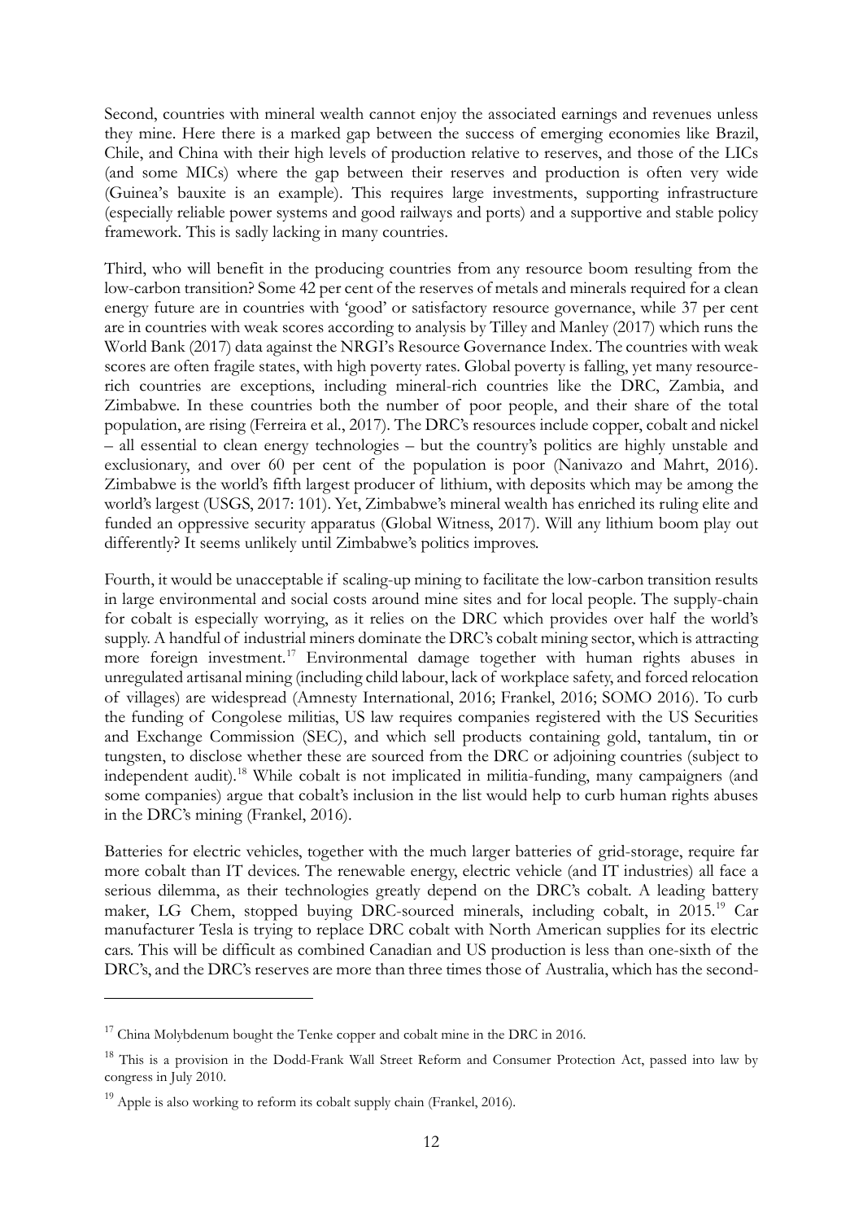Second, countries with mineral wealth cannot enjoy the associated earnings and revenues unless they mine. Here there is a marked gap between the success of emerging economies like Brazil, Chile, and China with their high levels of production relative to reserves, and those of the LICs (and some MICs) where the gap between their reserves and production is often very wide (Guinea's bauxite is an example). This requires large investments, supporting infrastructure (especially reliable power systems and good railways and ports) and a supportive and stable policy framework. This is sadly lacking in many countries.

Third, who will benefit in the producing countries from any resource boom resulting from the low-carbon transition? Some 42 per cent of the reserves of metals and minerals required for a clean energy future are in countries with 'good' or satisfactory resource governance, while 37 per cent are in countries with weak scores according to analysis by Tilley and Manley (2017) which runs the World Bank (2017) data against the NRGI's Resource Governance Index. The countries with weak scores are often fragile states, with high poverty rates. Global poverty is falling, yet many resource-rich countries are exceptions, including mineral-rich countries like the DRC, Zambia, and Zimbabwe. In these countries both the number of poor people, and their share of the total population, are rising (Ferreira et al., 2017). The DRC's resources include copper, cobalt and nickel – all essential to clean energy technologies – but the country's politics are highly unstable and exclusionary, and over 60 per cent of the population is poor (Nanivazo and Mahrt, 2016). Zimbabwe is the world's fifth largest producer of lithium, with deposits which may be among the world's largest (USGS, 2017: 101). Yet, Zimbabwe's mineral wealth has enriched its ruling elite and funded an oppressive security apparatus (Global Witness, 2017). Will any lithium boom play out differently? It seems unlikely until Zimbabwe's politics improves.

Fourth, it would be unacceptable if scaling-up mining to facilitate the low-carbon transition results in large environmental and social costs around mine sites and for local people. The supply-chain for cobalt is especially worrying, as it relies on the DRC which provides over half the world's supply. A handful of industrial miners dominate the DRC's cobalt mining sector, which is attracting more foreign investment.[17] Environmental damage together with human rights abuses in unregulated artisanal mining (including child labour, lack of workplace safety, and forced relocation of villages) are widespread (Amnesty International, 2016; Frankel, 2016; SOMO 2016). To curb the funding of Congolese militias, US law requires companies registered with the US Securities and Exchange Commission (SEC), and which sell products containing gold, tantalum, tin or tungsten, to disclose whether these are sourced from the DRC or adjoining countries (subject to independent audit).[18] While cobalt is not implicated in militia-funding, many campaigners (and some companies) argue that cobalt's inclusion in the list would help to curb human rights abuses in the DRC's mining (Frankel, 2016).

Batteries for electric vehicles, together with the much larger batteries of grid-storage, require far more cobalt than IT devices. The renewable energy, electric vehicle (and IT industries) all face a serious dilemma, as their technologies greatly depend on the DRC's cobalt. A leading battery maker, LG Chem, stopped buying DRC-sourced minerals, including cobalt, in 2015.[19] Car manufacturer Tesla is trying to replace DRC cobalt with North American supplies for its electric cars. This will be difficult as combined Canadian and US production is less than one-sixth of the DRC's, and the DRC's reserves are more than three times those of Australia, which has the second-

---

[17] China Molybdenum bought the Tenke copper and cobalt mine in the DRC in 2016.

[18] This is a provision in the Dodd-Frank Wall Street Reform and Consumer Protection Act, passed into law by congress in July 2010.

[19] Apple is also working to reform its cobalt supply chain (Frankel, 2016).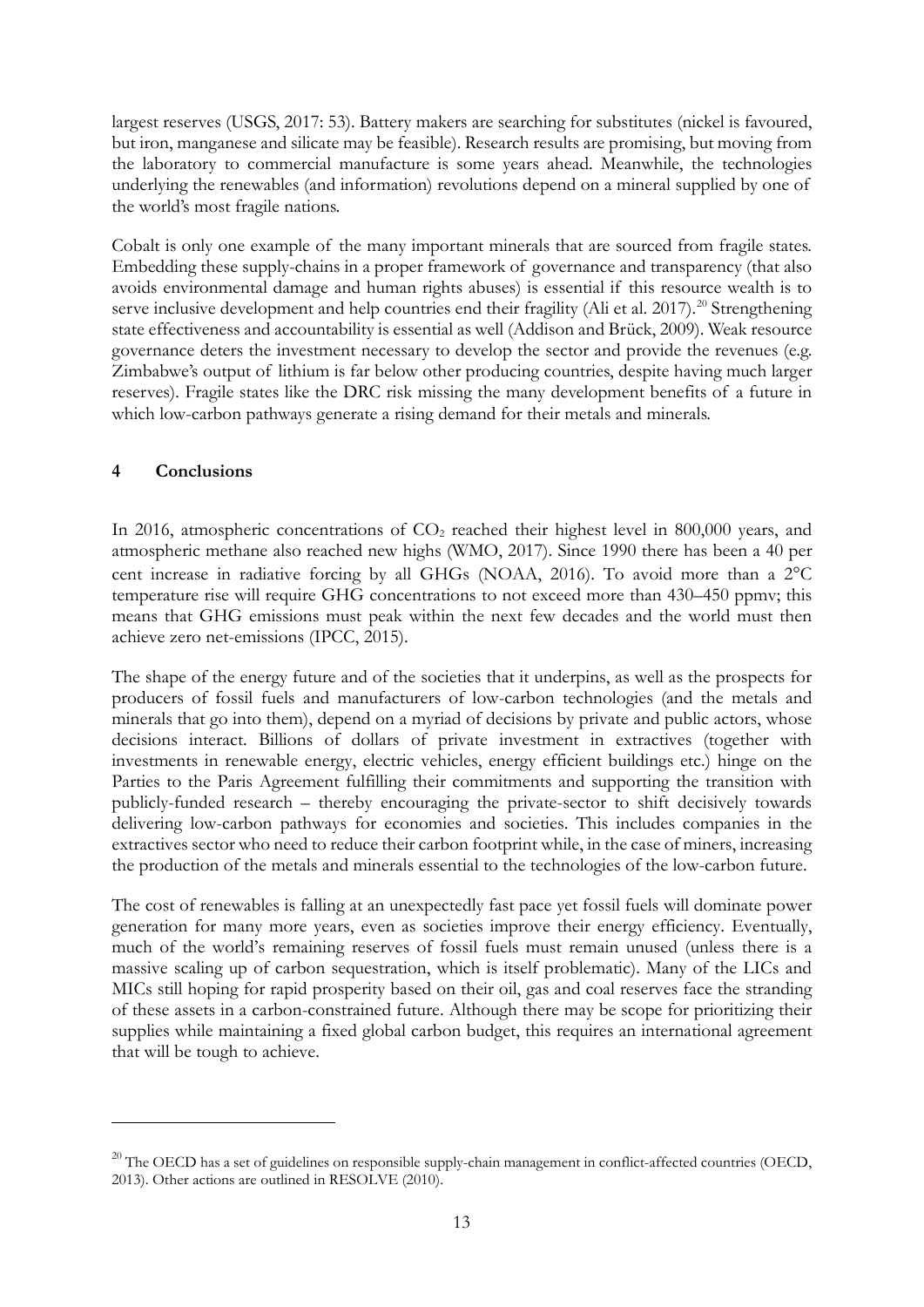largest reserves (USGS, 2017: 53). Battery makers are searching for substitutes (nickel is favoured, but iron, manganese and silicate may be feasible). Research results are promising, but moving from the laboratory to commercial manufacture is some years ahead. Meanwhile, the technologies underlying the renewables (and information) revolutions depend on a mineral supplied by one of the world's most fragile nations.

Cobalt is only one example of the many important minerals that are sourced from fragile states. Embedding these supply-chains in a proper framework of governance and transparency (that also avoids environmental damage and human rights abuses) is essential if this resource wealth is to serve inclusive development and help countries end their fragility (Ali et al. 2017).[20] Strengthening state effectiveness and accountability is essential as well (Addison and Brück, 2009). Weak resource governance deters the investment necessary to develop the sector and provide the revenues (e.g. Zimbabwe's output of lithium is far below other producing countries, despite having much larger reserves). Fragile states like the DRC risk missing the many development benefits of a future in which low-carbon pathways generate a rising demand for their metals and minerals.

## 4 Conclusions

In 2016, atmospheric concentrations of $CO_2$ reached their highest level in 800,000 years, and atmospheric methane also reached new highs (WMO, 2017). Since 1990 there has been a 40 per cent increase in radiative forcing by all GHGs (NOAA, 2016). To avoid more than a 2°C temperature rise will require GHG concentrations to not exceed more than 430–450 ppmv; this means that GHG emissions must peak within the next few decades and the world must then achieve zero net-emissions (IPCC, 2015).

The shape of the energy future and of the societies that it underpins, as well as the prospects for producers of fossil fuels and manufacturers of low-carbon technologies (and the metals and minerals that go into them), depend on a myriad of decisions by private and public actors, whose decisions interact. Billions of dollars of private investment in extractives (together with investments in renewable energy, electric vehicles, energy efficient buildings etc.) hinge on the Parties to the Paris Agreement fulfilling their commitments and supporting the transition with publicly-funded research – thereby encouraging the private-sector to shift decisively towards delivering low-carbon pathways for economies and societies. This includes companies in the extractives sector who need to reduce their carbon footprint while, in the case of miners, increasing the production of the metals and minerals essential to the technologies of the low-carbon future.

The cost of renewables is falling at an unexpectedly fast pace yet fossil fuels will dominate power generation for many more years, even as societies improve their energy efficiency. Eventually, much of the world's remaining reserves of fossil fuels must remain unused (unless there is a massive scaling up of carbon sequestration, which is itself problematic). Many of the LICs and MICs still hoping for rapid prosperity based on their oil, gas and coal reserves face the stranding of these assets in a carbon-constrained future. Although there may be scope for prioritizing their supplies while maintaining a fixed global carbon budget, this requires an international agreement that will be tough to achieve.

---

[20] The OECD has a set of guidelines on responsible supply-chain management in conflict-affected countries (OECD, 2013). Other actions are outlined in RESOLVE (2010).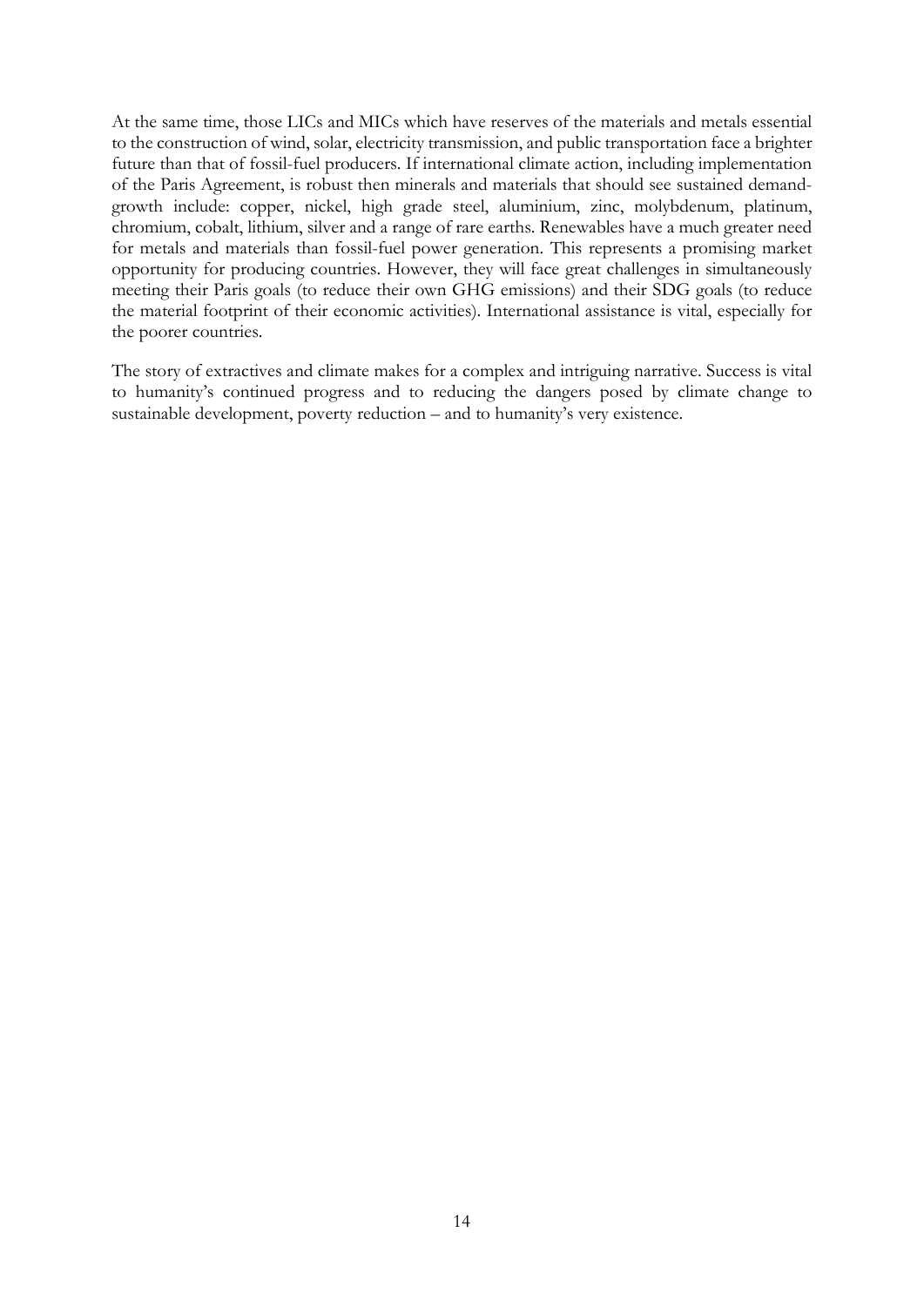At the same time, those LICs and MICs which have reserves of the materials and metals essential to the construction of wind, solar, electricity transmission, and public transportation face a brighter future than that of fossil-fuel producers. If international climate action, including implementation of the Paris Agreement, is robust then minerals and materials that should see sustained demand-growth include: copper, nickel, high grade steel, aluminium, zinc, molybdenum, platinum, chromium, cobalt, lithium, silver and a range of rare earths. Renewables have a much greater need for metals and materials than fossil-fuel power generation. This represents a promising market opportunity for producing countries. However, they will face great challenges in simultaneously meeting their Paris goals (to reduce their own GHG emissions) and their SDG goals (to reduce the material footprint of their economic activities). International assistance is vital, especially for the poorer countries.

The story of extractives and climate makes for a complex and intriguing narrative. Success is vital to humanity's continued progress and to reducing the dangers posed by climate change to sustainable development, poverty reduction – and to humanity's very existence.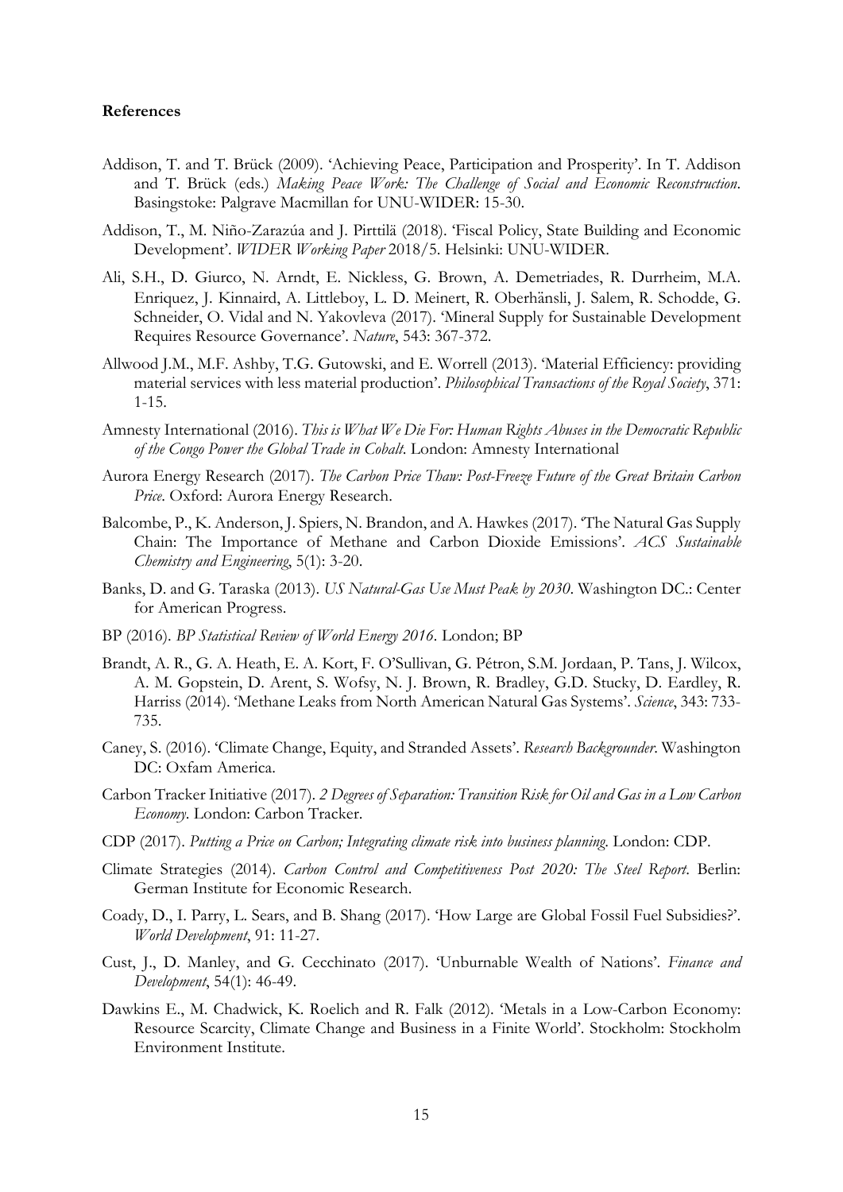**References**

Addison, T. and T. Brück (2009). 'Achieving Peace, Participation and Prosperity'. In T. Addison and T. Brück (eds.) *Making Peace Work: The Challenge of Social and Economic Reconstruction*. Basingstoke: Palgrave Macmillan for UNU-WIDER: 15-30.

Addison, T., M. Niño-Zarazúa and J. Pirttilä (2018). 'Fiscal Policy, State Building and Economic Development'. *WIDER Working Paper* 2018/5. Helsinki: UNU-WIDER.

Ali, S.H., D. Giurco, N. Arndt, E. Nickless, G. Brown, A. Demetriades, R. Durrheim, M.A. Enriquez, J. Kinnaird, A. Littleboy, L. D. Meinert, R. Oberhänsli, J. Salem, R. Schodde, G. Schneider, O. Vidal and N. Yakovleva (2017). 'Mineral Supply for Sustainable Development Requires Resource Governance'. *Nature*, 543: 367-372.

Allwood J.M., M.F. Ashby, T.G. Gutowski, and E. Worrell (2013). 'Material Efficiency: providing material services with less material production'. *Philosophical Transactions of the Royal Society*, 371: 1-15.

Amnesty International (2016). *This is What We Die For: Human Rights Abuses in the Democratic Republic of the Congo Power the Global Trade in Cobalt*. London: Amnesty International

Aurora Energy Research (2017). *The Carbon Price Thaw: Post-Freeze Future of the Great Britain Carbon Price*. Oxford: Aurora Energy Research.

Balcombe, P., K. Anderson, J. Spiers, N. Brandon, and A. Hawkes (2017). 'The Natural Gas Supply Chain: The Importance of Methane and Carbon Dioxide Emissions'. *ACS Sustainable Chemistry and Engineering*, 5(1): 3-20.

Banks, D. and G. Taraska (2013). *US Natural-Gas Use Must Peak by 2030*. Washington DC.: Center for American Progress.

BP (2016). *BP Statistical Review of World Energy 2016*. London; BP

Brandt, A. R., G. A. Heath, E. A. Kort, F. O'Sullivan, G. Pétron, S.M. Jordaan, P. Tans, J. Wilcox, A. M. Gopstein, D. Arent, S. Wofsy, N. J. Brown, R. Bradley, G.D. Stucky, D. Eardley, R. Harriss (2014). 'Methane Leaks from North American Natural Gas Systems'. *Science*, 343: 733-735.

Caney, S. (2016). 'Climate Change, Equity, and Stranded Assets'. *Research Backgrounder*. Washington DC: Oxfam America.

Carbon Tracker Initiative (2017). *2 Degrees of Separation: Transition Risk for Oil and Gas in a Low Carbon Economy*. London: Carbon Tracker.

CDP (2017). *Putting a Price on Carbon; Integrating climate risk into business planning*. London: CDP.

Climate Strategies (2014). *Carbon Control and Competitiveness Post 2020: The Steel Report*. Berlin: German Institute for Economic Research.

Coady, D., I. Parry, L. Sears, and B. Shang (2017). 'How Large are Global Fossil Fuel Subsidies?'. *World Development*, 91: 11-27.

Cust, J., D. Manley, and G. Cecchinato (2017). 'Unburnable Wealth of Nations'. *Finance and Development*, 54(1): 46-49.

Dawkins E., M. Chadwick, K. Roelich and R. Falk (2012). 'Metals in a Low-Carbon Economy: Resource Scarcity, Climate Change and Business in a Finite World'. Stockholm: Stockholm Environment Institute.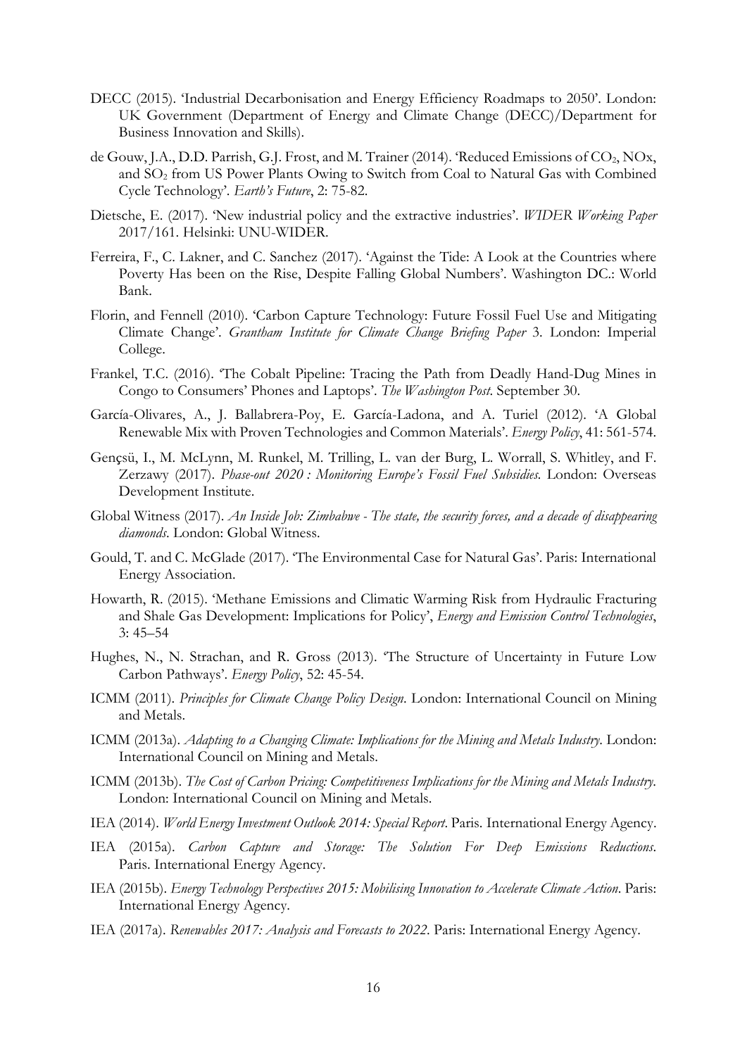DECC (2015). 'Industrial Decarbonisation and Energy Efficiency Roadmaps to 2050'. London: UK Government (Department of Energy and Climate Change (DECC)/Department for Business Innovation and Skills).

de Gouw, J.A., D.D. Parrish, G.J. Frost, and M. Trainer (2014). 'Reduced Emissions of $CO_2$, NOx, and $SO_2$ from US Power Plants Owing to Switch from Coal to Natural Gas with Combined Cycle Technology'. *Earth's Future*, 2: 75-82.

Dietsche, E. (2017). 'New industrial policy and the extractive industries'. *WIDER Working Paper* 2017/161. Helsinki: UNU-WIDER.

Ferreira, F., C. Lakner, and C. Sanchez (2017). 'Against the Tide: A Look at the Countries where Poverty Has been on the Rise, Despite Falling Global Numbers'. Washington DC.: World Bank.

Florin, and Fennell (2010). 'Carbon Capture Technology: Future Fossil Fuel Use and Mitigating Climate Change'. *Grantham Institute for Climate Change Briefing Paper* 3. London: Imperial College.

Frankel, T.C. (2016). 'The Cobalt Pipeline: Tracing the Path from Deadly Hand-Dug Mines in Congo to Consumers' Phones and Laptops'. *The Washington Post*. September 30.

García-Olivares, A., J. Ballabrera-Poy, E. García-Ladona, and A. Turiel (2012). 'A Global Renewable Mix with Proven Technologies and Common Materials'. *Energy Policy*, 41: 561-574.

Gençsü, I., M. McLynn, M. Runkel, M. Trilling, L. van der Burg, L. Worrall, S. Whitley, and F. Zerzawy (2017). *Phase-out 2020 : Monitoring Europe's Fossil Fuel Subsidies*. London: Overseas Development Institute.

Global Witness (2017). *An Inside Job: Zimbabwe - The state, the security forces, and a decade of disappearing diamonds*. London: Global Witness.

Gould, T. and C. McGlade (2017). 'The Environmental Case for Natural Gas'. Paris: International Energy Association.

Howarth, R. (2015). 'Methane Emissions and Climatic Warming Risk from Hydraulic Fracturing and Shale Gas Development: Implications for Policy', *Energy and Emission Control Technologies*, 3: 45–54

Hughes, N., N. Strachan, and R. Gross (2013). 'The Structure of Uncertainty in Future Low Carbon Pathways'. *Energy Policy*, 52: 45-54.

ICMM (2011). *Principles for Climate Change Policy Design*. London: International Council on Mining and Metals.

ICMM (2013a). *Adapting to a Changing Climate: Implications for the Mining and Metals Industry*. London: International Council on Mining and Metals.

ICMM (2013b). *The Cost of Carbon Pricing: Competitiveness Implications for the Mining and Metals Industry*. London: International Council on Mining and Metals.

IEA (2014). *World Energy Investment Outlook 2014: Special Report*. Paris. International Energy Agency.

IEA (2015a). *Carbon Capture and Storage: The Solution For Deep Emissions Reductions*. Paris. International Energy Agency.

IEA (2015b). *Energy Technology Perspectives 2015: Mobilising Innovation to Accelerate Climate Action*. Paris: International Energy Agency.

IEA (2017a). *Renewables 2017: Analysis and Forecasts to 2022*. Paris: International Energy Agency.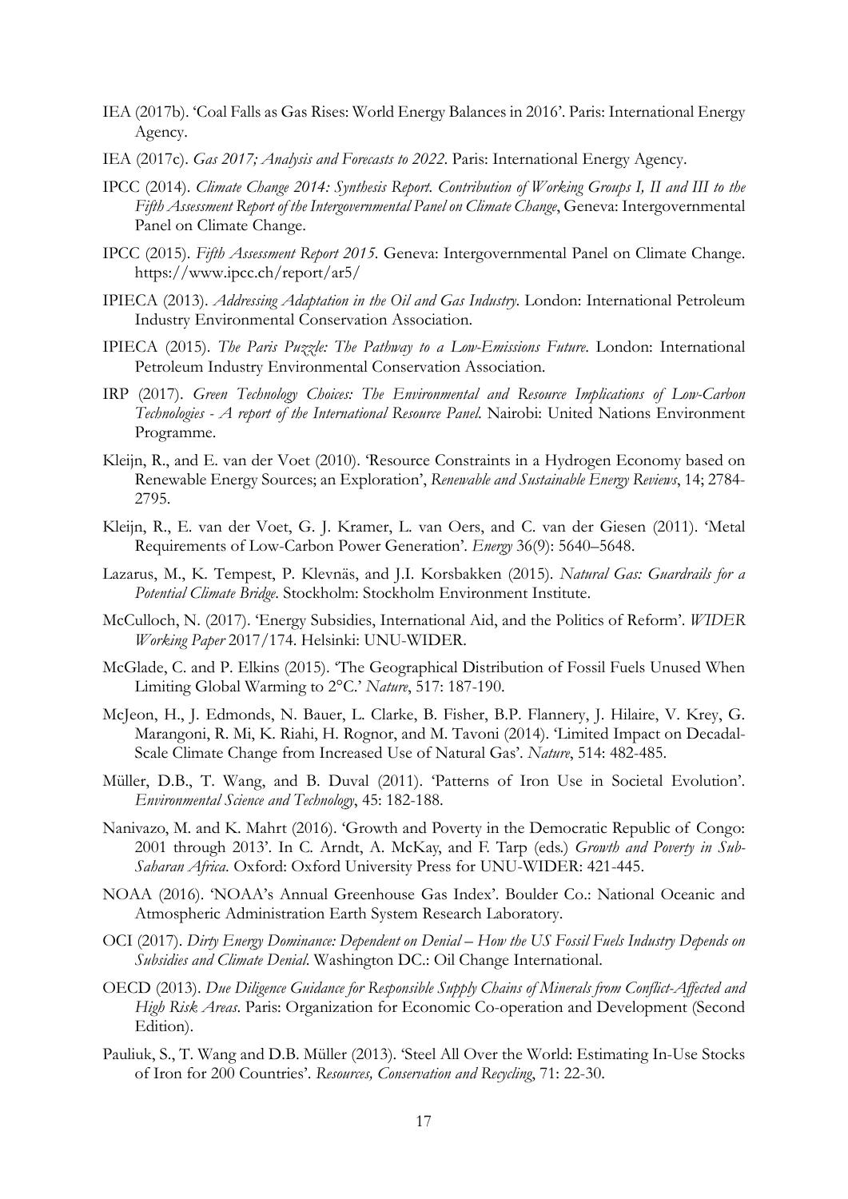IEA (2017b). 'Coal Falls as Gas Rises: World Energy Balances in 2016'. Paris: International Energy Agency.

IEA (2017c). *Gas 2017; Analysis and Forecasts to 2022*. Paris: International Energy Agency.

IPCC (2014). *Climate Change 2014: Synthesis Report. Contribution of Working Groups I, II and III to the Fifth Assessment Report of the Intergovernmental Panel on Climate Change*, Geneva: Intergovernmental Panel on Climate Change.

IPCC (2015). *Fifth Assessment Report 2015*. Geneva: Intergovernmental Panel on Climate Change. https://www.ipcc.ch/report/ar5/

IPIECA (2013). *Addressing Adaptation in the Oil and Gas Industry*. London: International Petroleum Industry Environmental Conservation Association.

IPIECA (2015). *The Paris Puzzle: The Pathway to a Low-Emissions Future*. London: International Petroleum Industry Environmental Conservation Association.

IRP (2017). *Green Technology Choices: The Environmental and Resource Implications of Low-Carbon Technologies - A report of the International Resource Panel*. Nairobi: United Nations Environment Programme.

Kleijn, R., and E. van der Voet (2010). 'Resource Constraints in a Hydrogen Economy based on Renewable Energy Sources; an Exploration', *Renewable and Sustainable Energy Reviews*, 14; 2784-2795.

Kleijn, R., E. van der Voet, G. J. Kramer, L. van Oers, and C. van der Giesen (2011). 'Metal Requirements of Low-Carbon Power Generation'. *Energy* 36(9): 5640–5648.

Lazarus, M., K. Tempest, P. Klevnäs, and J.I. Korsbakken (2015). *Natural Gas: Guardrails for a Potential Climate Bridge*. Stockholm: Stockholm Environment Institute.

McCulloch, N. (2017). 'Energy Subsidies, International Aid, and the Politics of Reform'. *WIDER Working Paper* 2017/174. Helsinki: UNU-WIDER.

McGlade, C. and P. Elkins (2015). 'The Geographical Distribution of Fossil Fuels Unused When Limiting Global Warming to 2°C.' *Nature*, 517: 187-190.

McJeon, H., J. Edmonds, N. Bauer, L. Clarke, B. Fisher, B.P. Flannery, J. Hilaire, V. Krey, G. Marangoni, R. Mi, K. Riahi, H. Rognor, and M. Tavoni (2014). 'Limited Impact on Decadal-Scale Climate Change from Increased Use of Natural Gas'. *Nature*, 514: 482-485.

Müller, D.B., T. Wang, and B. Duval (2011). 'Patterns of Iron Use in Societal Evolution'. *Environmental Science and Technology*, 45: 182-188.

Nanivazo, M. and K. Mahrt (2016). 'Growth and Poverty in the Democratic Republic of Congo: 2001 through 2013'. In C. Arndt, A. McKay, and F. Tarp (eds.) *Growth and Poverty in Sub-Saharan Africa*. Oxford: Oxford University Press for UNU-WIDER: 421-445.

NOAA (2016). 'NOAA's Annual Greenhouse Gas Index'. Boulder Co.: National Oceanic and Atmospheric Administration Earth System Research Laboratory.

OCI (2017). *Dirty Energy Dominance: Dependent on Denial – How the US Fossil Fuels Industry Depends on Subsidies and Climate Denial*. Washington DC.: Oil Change International.

OECD (2013). *Due Diligence Guidance for Responsible Supply Chains of Minerals from Conflict-Affected and High Risk Areas*. Paris: Organization for Economic Co-operation and Development (Second Edition).

Pauliuk, S., T. Wang and D.B. Müller (2013). 'Steel All Over the World: Estimating In-Use Stocks of Iron for 200 Countries'. *Resources, Conservation and Recycling*, 71: 22-30.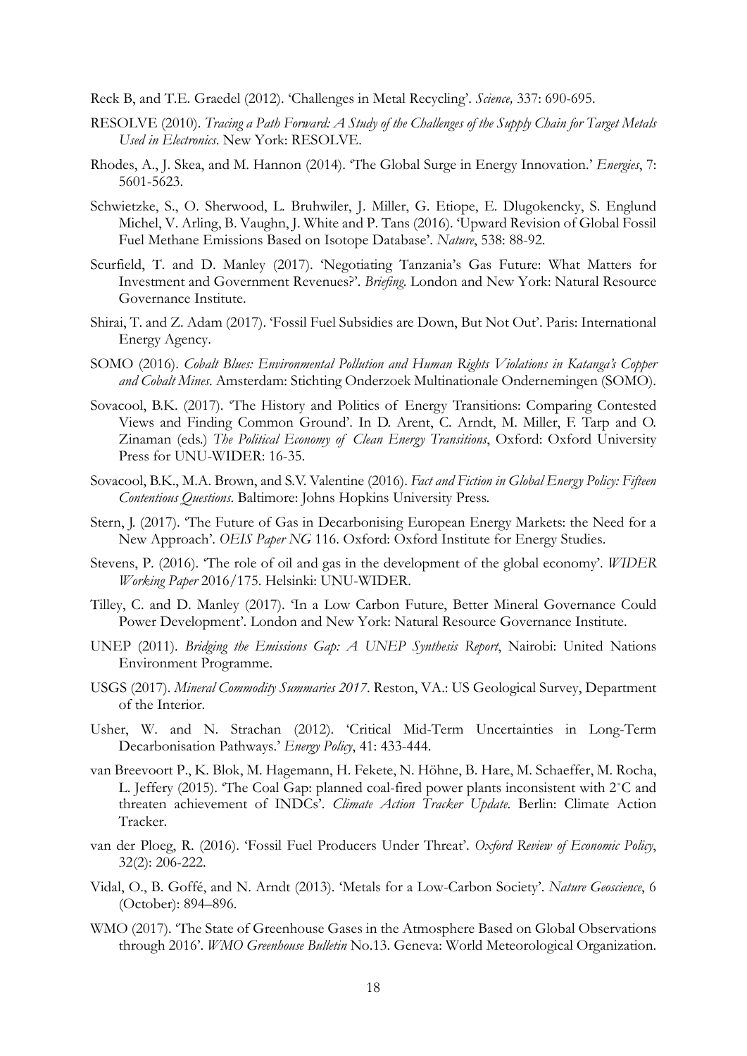Reck B, and T.E. Graedel (2012). 'Challenges in Metal Recycling'. *Science,* 337: 690-695.

RESOLVE (2010). *Tracing a Path Forward: A Study of the Challenges of the Supply Chain for Target Metals Used in Electronics*. New York: RESOLVE.

Rhodes, A., J. Skea, and M. Hannon (2014). 'The Global Surge in Energy Innovation.' *Energies*, 7: 5601-5623.

Schwietzke, S., O. Sherwood, L. Bruhwiler, J. Miller, G. Etiope, E. Dlugokencky, S. Englund Michel, V. Arling, B. Vaughn, J. White and P. Tans (2016). 'Upward Revision of Global Fossil Fuel Methane Emissions Based on Isotope Database'. *Nature*, 538: 88-92.

Scurfield, T. and D. Manley (2017). 'Negotiating Tanzania's Gas Future: What Matters for Investment and Government Revenues?'. *Briefing*. London and New York: Natural Resource Governance Institute.

Shirai, T. and Z. Adam (2017). 'Fossil Fuel Subsidies are Down, But Not Out'. Paris: International Energy Agency.

SOMO (2016). *Cobalt Blues: Environmental Pollution and Human Rights Violations in Katanga's Copper and Cobalt Mines*. Amsterdam: Stichting Onderzoek Multinationale Ondernemingen (SOMO).

Sovacool, B.K. (2017). 'The History and Politics of Energy Transitions: Comparing Contested Views and Finding Common Ground'. In D. Arent, C. Arndt, M. Miller, F. Tarp and O. Zinaman (eds.) *The Political Economy of Clean Energy Transitions*, Oxford: Oxford University Press for UNU-WIDER: 16-35.

Sovacool, B.K., M.A. Brown, and S.V. Valentine (2016). *Fact and Fiction in Global Energy Policy: Fifteen Contentious Questions*. Baltimore: Johns Hopkins University Press.

Stern, J. (2017). 'The Future of Gas in Decarbonising European Energy Markets: the Need for a New Approach'. *OEIS Paper NG* 116. Oxford: Oxford Institute for Energy Studies.

Stevens, P. (2016). 'The role of oil and gas in the development of the global economy'. *WIDER Working Paper* 2016/175. Helsinki: UNU-WIDER.

Tilley, C. and D. Manley (2017). 'In a Low Carbon Future, Better Mineral Governance Could Power Development'. London and New York: Natural Resource Governance Institute.

UNEP (2011). *Bridging the Emissions Gap: A UNEP Synthesis Report*, Nairobi: United Nations Environment Programme.

USGS (2017). *Mineral Commodity Summaries 2017*. Reston, VA.: US Geological Survey, Department of the Interior.

Usher, W. and N. Strachan (2012). 'Critical Mid-Term Uncertainties in Long-Term Decarbonisation Pathways.' *Energy Policy*, 41: 433-444.

van Breevoort P., K. Blok, M. Hagemann, H. Fekete, N. Höhne, B. Hare, M. Schaeffer, M. Rocha, L. Jeffery (2015). 'The Coal Gap: planned coal-fired power plants inconsistent with 2°C and threaten achievement of INDCs'. *Climate Action Tracker Update*. Berlin: Climate Action Tracker.

van der Ploeg, R. (2016). 'Fossil Fuel Producers Under Threat'. *Oxford Review of Economic Policy*, 32(2): 206-222.

Vidal, O., B. Goffé, and N. Arndt (2013). 'Metals for a Low-Carbon Society'. *Nature Geoscience*, 6 (October): 894–896.

WMO (2017). 'The State of Greenhouse Gases in the Atmosphere Based on Global Observations through 2016'. *WMO Greenhouse Bulletin* No.13. Geneva: World Meteorological Organization.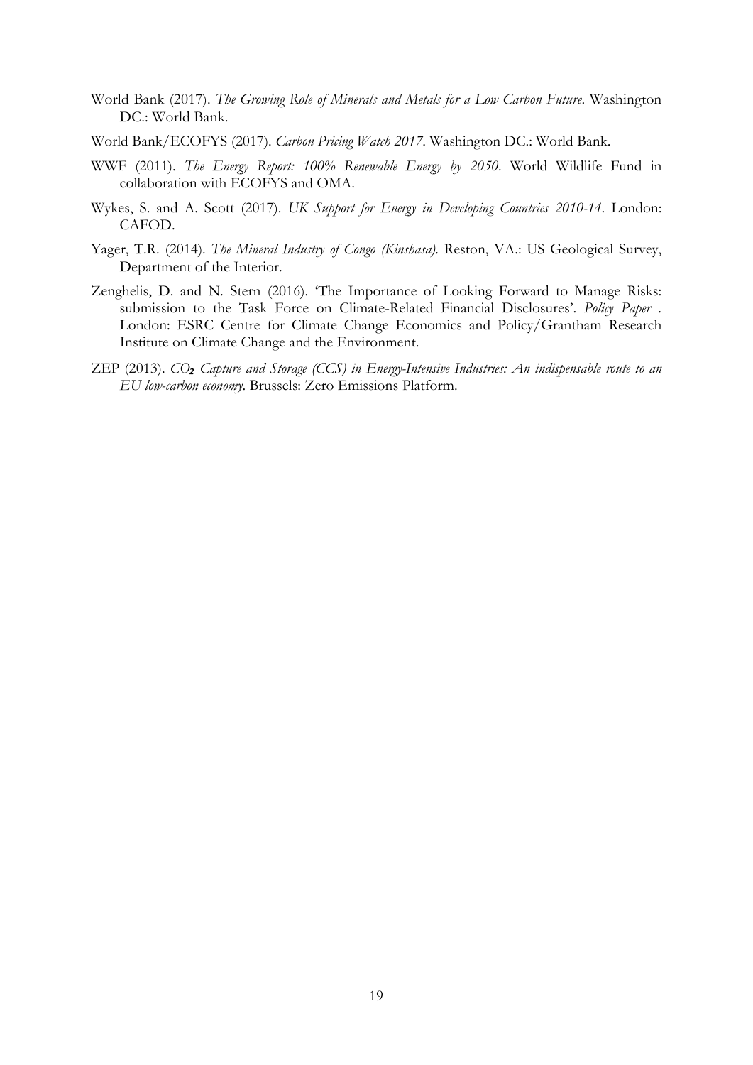World Bank (2017). *The Growing Role of Minerals and Metals for a Low Carbon Future*. Washington DC.: World Bank.

World Bank/ECOFYS (2017). *Carbon Pricing Watch 2017*. Washington DC.: World Bank.

WWF (2011). *The Energy Report: 100% Renewable Energy by 2050*. World Wildlife Fund in collaboration with ECOFYS and OMA.

Wykes, S. and A. Scott (2017). *UK Support for Energy in Developing Countries 2010-14*. London: CAFOD.

Yager, T.R. (2014). *The Mineral Industry of Congo (Kinshasa).* Reston, VA.: US Geological Survey, Department of the Interior.

Zenghelis, D. and N. Stern (2016). 'The Importance of Looking Forward to Manage Risks: submission to the Task Force on Climate-Related Financial Disclosures'. *Policy Paper* . London: ESRC Centre for Climate Change Economics and Policy/Grantham Research Institute on Climate Change and the Environment.

ZEP (2013). *$CO_2$ Capture and Storage (CCS) in Energy-Intensive Industries: An indispensable route to an EU low-carbon economy*. Brussels: Zero Emissions Platform.